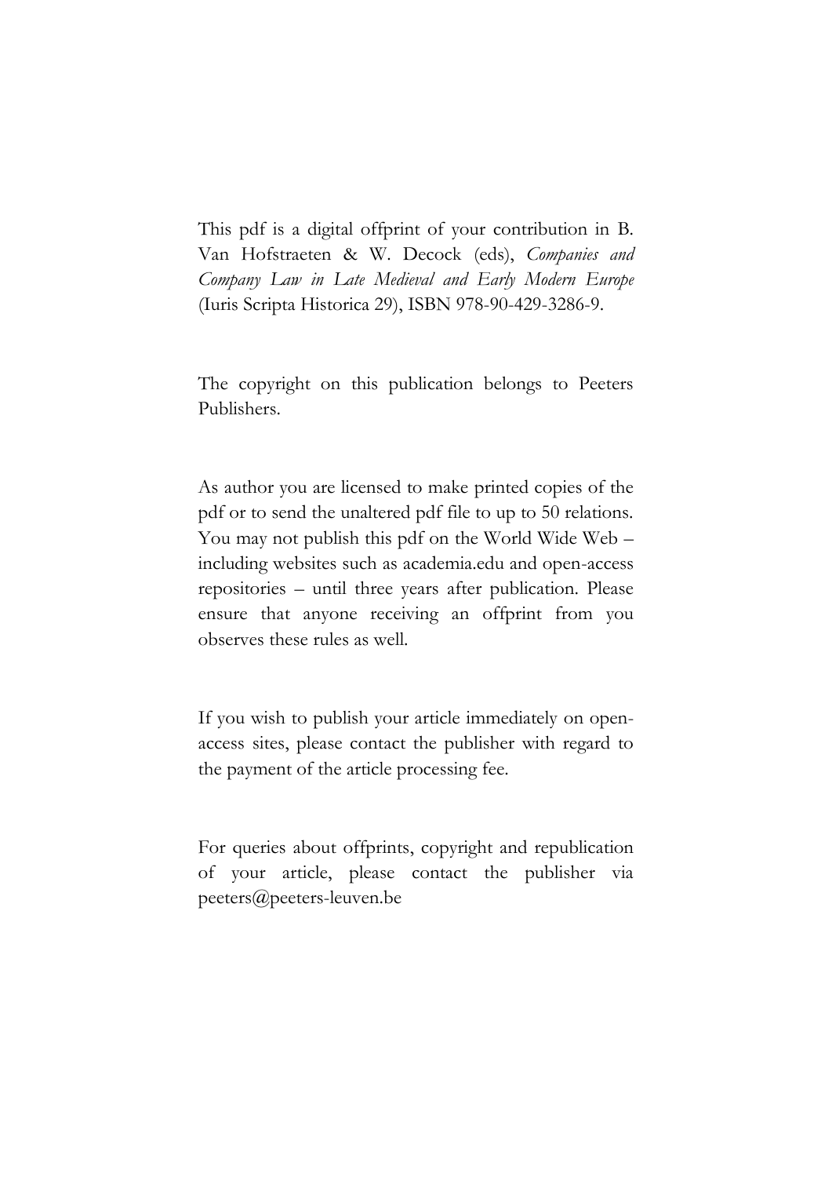This pdf is a digital offprint of your contribution in B. Van Hofstraeten & W. Decock (eds), *Companies and Company Law in Late Medieval and Early Modern Europe* (Iuris Scripta Historica 29), ISBN 978-90-429-3286-9.

The copyright on this publication belongs to Peeters Publishers.

As author you are licensed to make printed copies of the pdf or to send the unaltered pdf file to up to 50 relations. You may not publish this pdf on the World Wide Web – including websites such as academia.edu and open-access repositories – until three years after publication. Please ensure that anyone receiving an offprint from you observes these rules as well.

If you wish to publish your article immediately on open-access sites, please contact the publisher with regard to the payment of the article processing fee.

For queries about offprints, copyright and republication of your article, please contact the publisher via peeters@peeters-leuven.be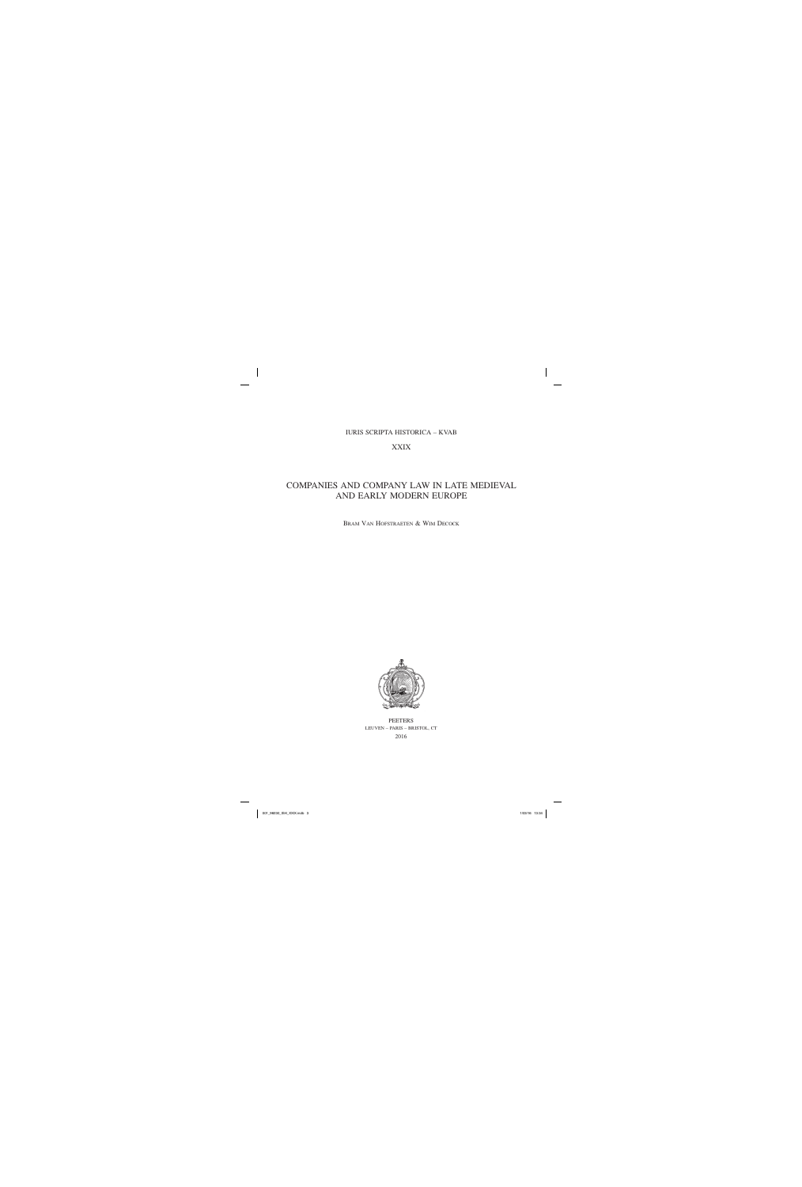IURIS SCRIPTA HISTORICA – KVAB

XXIX

# COMPANIES AND COMPANY LAW IN LATE MEDIEVAL AND EARLY MODERN EUROPE

BRAM VAN HOFSTRAETEN & WIM DECOCK

PEETERS
LEUVEN – PARIS – BRISTOL, CT
2016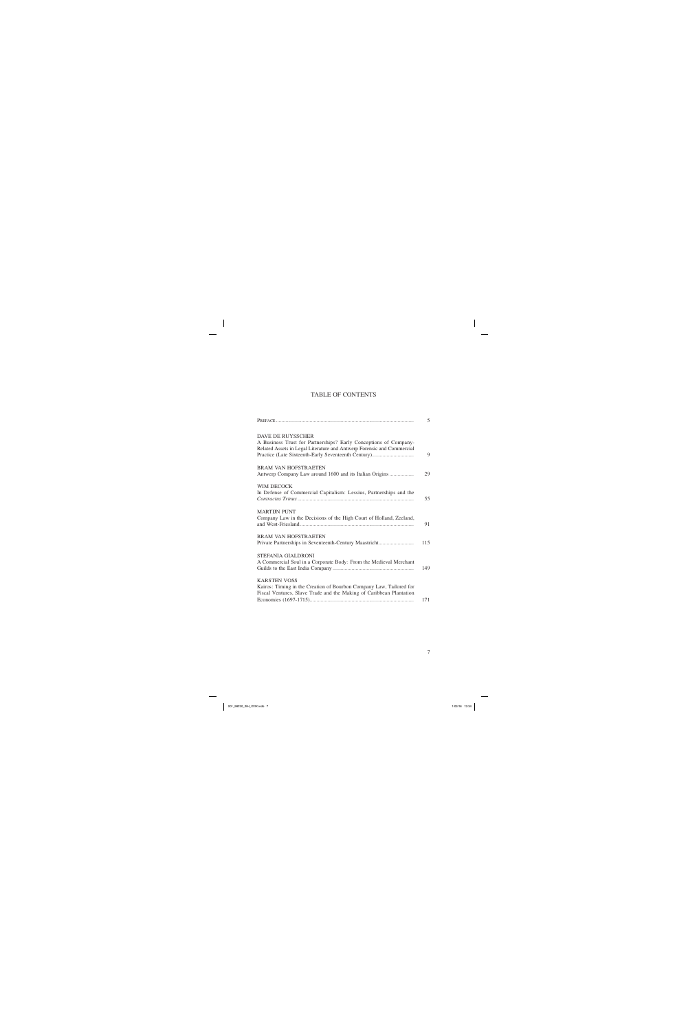# TABLE OF CONTENTS

| | |
|---|---|
| PREFACE | 5 |
| DAVE DE RUYSSCHER<br>A Business Trust for Partnerships? Early Conceptions of Company-Related Assets in Legal Literature and Antwerp Forensic and Commercial Practice (Late Sixteenth-Early Seventeenth Century) | 9 |
| BRAM VAN HOFSTRAETEN<br>Antwerp Company Law around 1600 and its Italian Origins | 29 |
| WIM DECOCK<br>In Defense of Commercial Capitalism: Lessius, Partnerships and the *Contractus Trinus* | 55 |
| MARTIJN PUNT<br>Company Law in the Decisions of the High Court of Holland, Zeeland, and West-Friesland | 91 |
| BRAM VAN HOFSTRAETEN<br>Private Partnerships in Seventeenth-Century Maastricht | 115 |
| STEFANIA GIALDRONI<br>A Commercial Soul in a Corporate Body: From the Medieval Merchant Guilds to the East India Company | 149 |
| KARSTEN VOSS<br>Kairos: Timing in the Creation of Bourbon Company Law, Tailored for Fiscal Ventures, Slave Trade and the Making of Caribbean Plantation Economies (1697-1715) | 171 |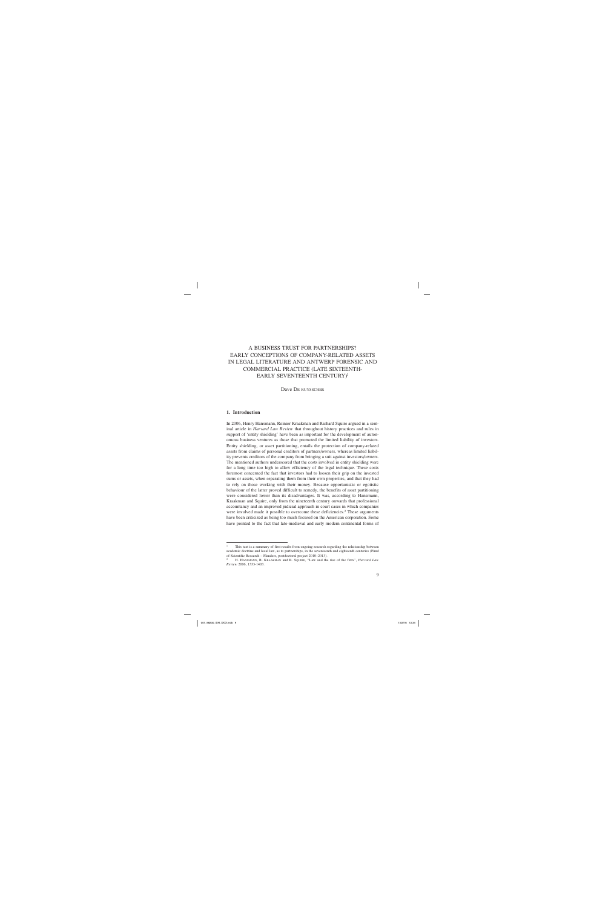# A BUSINESS TRUST FOR PARTNERSHIPS? EARLY CONCEPTIONS OF COMPANY-RELATED ASSETS IN LEGAL LITERATURE AND ANTWERP FORENSIC AND COMMERCIAL PRACTICE (LATE SIXTEENTH-EARLY SEVENTEENTH CENTURY)[1]

Dave De ruysscher

## 1. Introduction

In 2006, Henry Hansmann, Reinier Kraakman and Richard Squire argued in a seminal article in *Harvard Law Review* that throughout history practices and rules in support of 'entity shielding' have been as important for the development of autonomous business ventures as those that promoted the limited liability of investors. Entity shielding, or asset partitioning, entails the protection of company-related assets from claims of personal creditors of partners/owners, whereas limited liability prevents creditors of the company from bringing a suit against investors/owners. The mentioned authors underscored that the costs involved in entity shielding were for a long time too high to allow efficiency of the legal technique. These costs foremost concerned the fact that investors had to loosen their grip on the invested sums or assets, when separating them from their own properties, and that they had to rely on those working with their money. Because opportunistic or egotistic behaviour of the latter proved difficult to remedy, the benefits of asset partitioning were considered lower than its disadvantages. It was, according to Hansmann, Kraakman and Squire, only from the nineteenth century onwards that professional accountancy and an improved judicial approach in court cases in which companies were involved made it possible to overcome these deficiencies.[2] These arguments have been criticized as being too much focused on the American corporation. Some have pointed to the fact that late-medieval and early modern continental forms of

---

[1] This text is a summary of first results from ongoing research regarding the relationship between academic doctrine and local law, as to partnerships, in the seventeenth and eighteenth centuries (Fund of Scientific Research – Flanders, postdoctoral project 2010–2013).

[2] H. Hansmann, R. Kraakman and R. Squire, "Law and the rise of the firm", *Harvard Law Review* 2006, 1333-1403.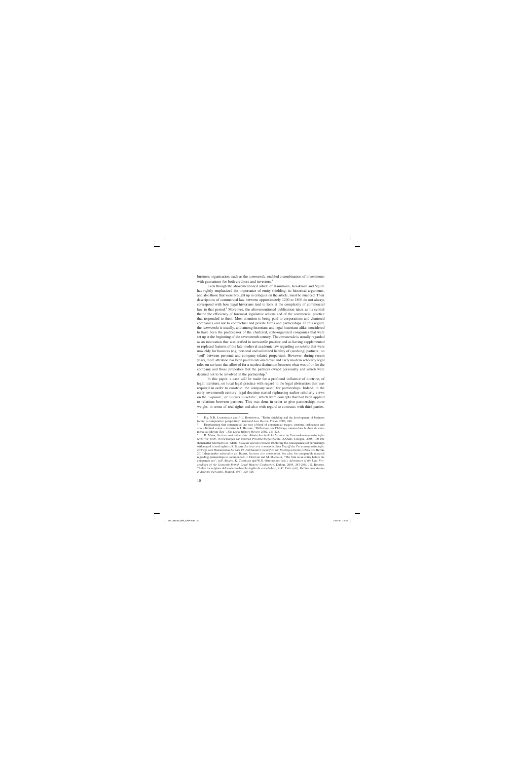business organisation, such as the *commenda*, enabled a combination of investments with guarantees for both creditors and investors.[3]

Even though the abovementioned article of Hansmann, Kraakman and Squire has rightly emphasized the importance of entity shielding, its historical arguments, and also those that were brought up in critiques on the article, must be nuanced. Their descriptions of commercial law between approximately 1200 to 1800 do not always correspond with how legal historians tend to look at the complexity of commercial law in that period.[4] Moreover, the abovementioned publication takes as its central theme the efficiency of foremost legislative actions and of the commercial practice that responded to them. Most attention is being paid to corporations and chartered companies and not to contractual and private firms and partnerships. In this regard, the *commenda* is usually, and among historians and legal historians alike, considered to have been the predecessor of the chartered, state-organized companies that were set up at the beginning of the seventeenth century. The *commenda* is usually regarded as an innovation that was crafted in mercantile practice and as having supplemented or replaced features of the late-medieval academic law regarding *societates* that were unwieldy for business (e.g. personal and unlimited liability of (working) partners; no 'veil' between personal and company-related properties). However, during recent years, more attention has been paid to late-medieval and early modern scholarly legal rules on *societas* that allowed for a modest distinction between what was of or for the company and those properties that the partners owned personally and which were deemed not to be involved in the partnership.[5]

In this paper, a case will be made for a profound influence of doctrine, of legal literature, on local legal practice with regard to the legal abstraction that was required in order to construe 'the company asset' for partnerships. Indeed, in the early seventeenth century, legal doctrine started rephrasing earlier scholarly views on the '*capitale*', or '*corpus societatis*', which were concepts that had been applied to relations between partners. This was done in order to give partnerships more weight, in terms of real rights and also with regard to contracts with third parties.

---

[3] E.g. N.R. Lamoreaux and J.-L. Rosenthal, "Entity shielding and the development of business forms: a comparative perspective", *Harvard Law Review Forum* 2006, 240.

[4] Emphasizing that commercial law was a blend of commercial usages, customs, ordinances and – to a limited extent – doctrine is J. Hilaire, "Réflexions sur l'héritage romain dans le droit du commerce au Moyen Âge", *The Legal History Review* 2002, 213-228.

[5] R. Meier, *Societas und universitas. Römischrechtliche Institute im Unternehmensgesellschaftsrecht vor 1800*, (*Forschungen zur neueren Privatrechtsgeschichte*, XXXII), Cologne, 2008, 100-101 (hereinafter referred to as: Meier, *Societas und universitas*). Exploring the consequences of partnerships with regard to real rights is S. Blath, *Societas sive communio. Zum Begriff des Personengesellschaftsvertrags vom Humanismus bis zum 19. Jahrhundert*, (*Schriften zur Rechtsgeschichte*, CXLVIII), Berlin, 2010 (hereinafter referred to as: Blath, *Societas sive communio*). See also, for comparable research regarding partnerships in common law, J. Getzler and M. Macnair, "The firm as an entity before the companies act", in P. Brand, K. Costello and W.N. Osborough (eds.), *Adventures of the Law. Proceedings of the Sixteenth British Legal History Conference*, Dublin, 2005, 267-288; J.S. Rogers, "Sobre los orígenes del moderno derecho inglés de sociedades", in C. Petit (ed.), *Del ius mercatorum al derecho mercantil*, Madrid, 1997, 325-326.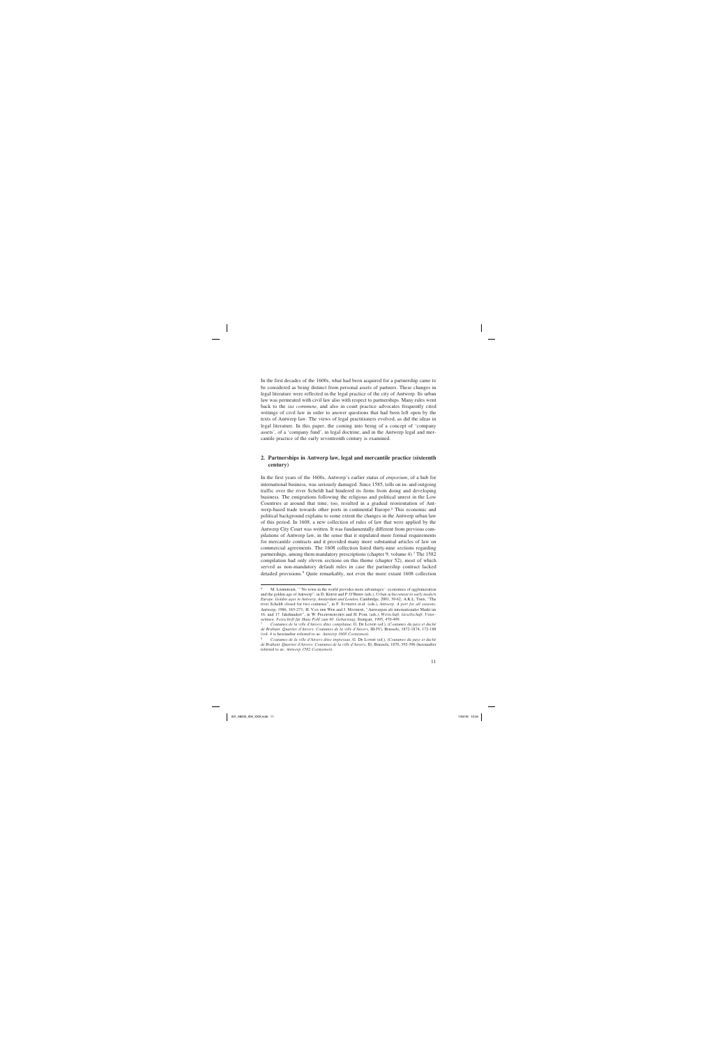In the first decades of the 1600s, what had been acquired for a partnership came to be considered as being distinct from personal assets of partners. These changes in legal literature were reflected in the legal practice of the city of Antwerp. Its urban law was permeated with civil law also with respect to partnerships. Many rules went back to the *ius commune*, and also in court practice advocates frequently cited writings of civil law in order to answer questions that had been left open by the texts of Antwerp law. The views of legal practitioners evolved, as did the ideas in legal literature. In this paper, the coming into being of a concept of 'company assets', of a 'company fund', in legal doctrine, and in the Antwerp legal and mercantile practice of the early seventeenth century is examined.

## 2. Partnerships in Antwerp law, legal and mercantile practice (sixteenth century)

In the first years of the 1600s, Antwerp's earlier status of *emporium*, of a hub for international business, was seriously damaged. Since 1585, tolls on in- and outgoing traffic over the river Scheldt had hindered its firms from doing and developing business. The emigrations following the religious and political unrest in the Low Countries at around that time, too, resulted in a gradual reorientation of Antwerp-based trade towards other ports in continental Europe.[6] This economic and political background explains to some extent the changes in the Antwerp urban law of this period. In 1608, a new collection of rules of law that were applied by the Antwerp City Court was written. It was fundamentally different from previous compilations of Antwerp law, in the sense that it stipulated more formal requirements for mercantile contracts and it provided many more substantial articles of law on commercial agreements. The 1608 collection listed thirty-nine sections regarding partnerships, among them mandatory prescriptions (chapter 9, volume 4).[7] The 1582 compilation had only eleven sections on this theme (chapter 52), most of which served as non-mandatory default rules in case the partnership contract lacked detailed provisions.[8] Quite remarkably, not even the more extant 1608 collection

---

[6] M. Limberger, "'No town in the world provides more advantages': economies of agglomeration and the golden age of Antwerp", in D. Keene and P. O'Brien (eds.), *Urban achievement in early modern Europe. Golden ages in Antwerp, Amsterdam and London*, Cambridge, 2001, 39-62; A.K.L. Thijs, "The river Scheldt closed for two centuries", in F. Suykens et al. (eds.), *Antwerp. A port for all seasons*, Antwerp, 1986, 165-273; H. Van der Wee and J. Materné, "Antwerpen als internationaler Markt im 16. und 17. Jahrhundert", in W. Feldenkirchen and H. Pohl (eds.), *Wirtschaft, Gesellschaft, Unternehmen. Festschrift für Hans Pohl zum 60. Geburtstag*, Stuttgart, 1995, 470-499.

[7] *Coutumes de la ville d'Anvers dites compilatae*, G. De Longé (ed.), (*Coutumes du pays et duché de Brabant. Quartier d'Anvers. Coutumes de la ville d'Anvers*, III-IV), Brussels, 1872-1874, 172-188 (vol. 4 is hereinafter referred to as: *Antwerp 1608 Costuymen*).

[8] *Coutumes de la ville d'Anvers dites impressae*, G. De Longé (ed.), (*Coutumes du pays et duché de Brabant. Quartier d'Anvers. Coutumes de la ville d'Anvers*, II), Brussels, 1870, 392-396 (hereinafter referred to as: *Antwerp 1582 Costuymen*).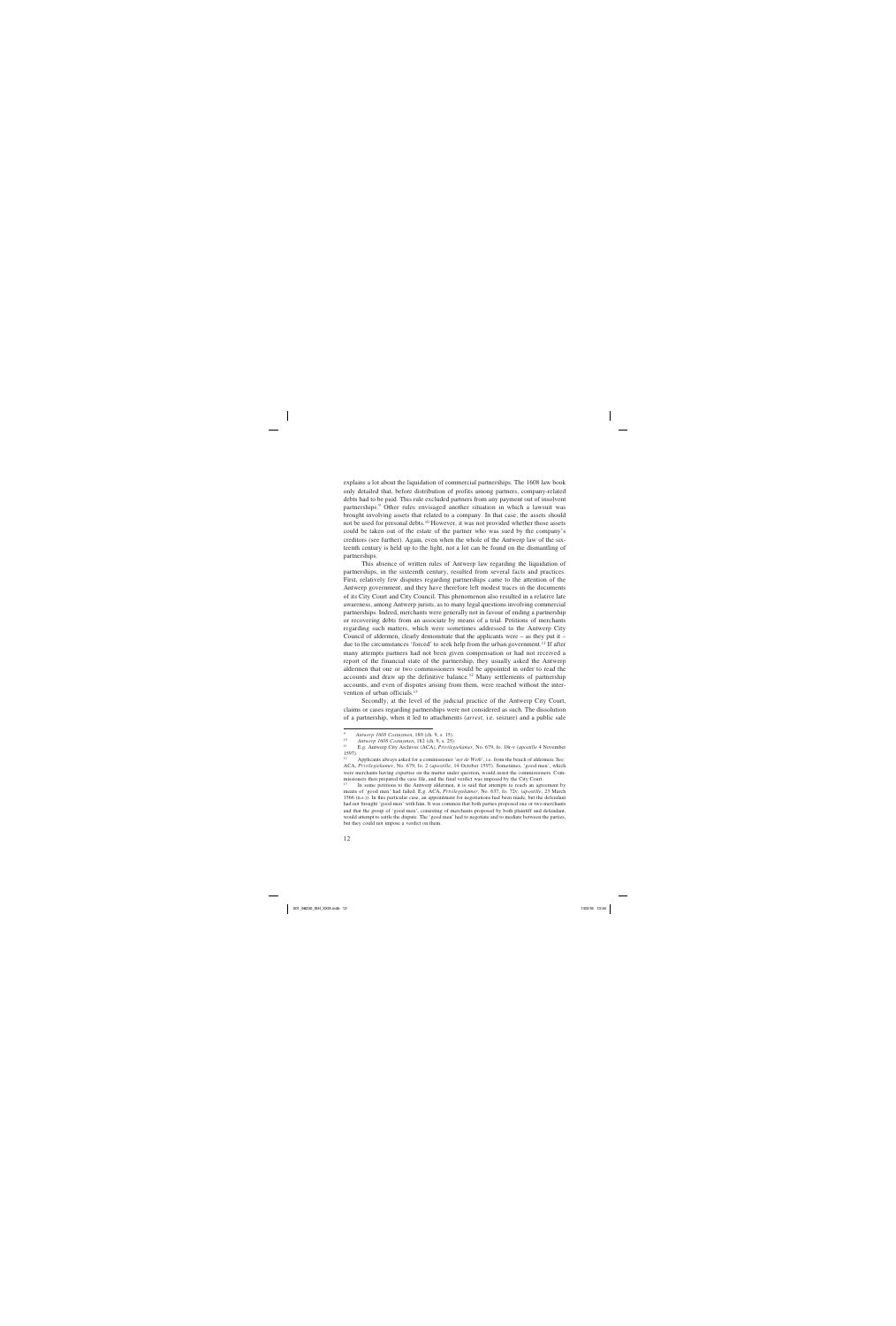explains a lot about the liquidation of commercial partnerships. The 1608 law book only detailed that, before distribution of profits among partners, company-related debts had to be paid. This rule excluded partners from any payment out of insolvent partnerships.[9] Other rules envisaged another situation in which a lawsuit was brought involving assets that related to a company. In that case, the assets should not be used for personal debts.[10] However, it was not provided whether those assets could be taken out of the estate of the partner who was sued by the company's creditors (see further). Again, even when the whole of the Antwerp law of the sixteenth century is held up to the light, not a lot can be found on the dismantling of partnerships.

This absence of written rules of Antwerp law regarding the liquidation of partnerships, in the sixteenth century, resulted from several facts and practices. First, relatively few disputes regarding partnerships came to the attention of the Antwerp government, and they have therefore left modest traces in the documents of its City Court and City Council. This phenomenon also resulted in a relative late awareness, among Antwerp jurists, as to many legal questions involving commercial partnerships. Indeed, merchants were generally not in favour of ending a partnership or recovering debts from an associate by means of a trial. Petitions of merchants regarding such matters, which were sometimes addressed to the Antwerp City Council of aldermen, clearly demonstrate that the applicants were – as they put it – due to the circumstances 'forced' to seek help from the urban government.[11] If after many attempts partners had not been given compensation or had not received a report of the financial state of the partnership, they usually asked the Antwerp aldermen that one or two commissioners would be appointed in order to read the accounts and draw up the definitive balance.[12] Many settlements of partnership accounts, and even of disputes arising from them, were reached without the intervention of urban officials.[13]

Secondly, at the level of the judicial practice of the Antwerp City Court, claims or cases regarding partnerships were not considered as such. The dissolution of a partnership, when it led to attachments (*arrest*, i.e. seizure) and a public sale

---

[9] *Antwerp 1608 Costuymen*, 180 (ch. 9, s. 15).

[10] *Antwerp 1608 Costuymen*, 182 (ch. 9, s. 25).

[11] E.g. Antwerp City Archives (ACA), *Privilegiekamer*, No. 679, fo. 18r-v (*apostille* 4 November 1597).

[12] Applicants always asked for a commissioner '*uyt de Weth*', i.e. from the bench of aldermen. See: ACA, *Privilegiekamer*, No. 679, fo. 2 (*apostille*, 14 October 1597). Sometimes, 'good men', which were merchants having expertise on the matter under question, would assist the commissioners. Commissioners then prepared the case file, and the final verdict was imposed by the City Court.

[13] In some petitions to the Antwerp aldermen, it is said that attempts to reach an agreement by means of 'good men' had failed. E.g. ACA, *Privilegiekamer*, No. 637, fo. 72v. (*apostille*, 23 March 1566 (n.s.)). In this particular case, an appointment for negotiations had been made, but the defendant had not brought 'good men' with him. It was common that both parties proposed one or two merchants and that the group of 'good men', consisting of merchants proposed by both plaintiff and defendant, would attempt to settle the dispute. The 'good men' had to negotiate and to mediate between the parties, but they could not impose a verdict on them.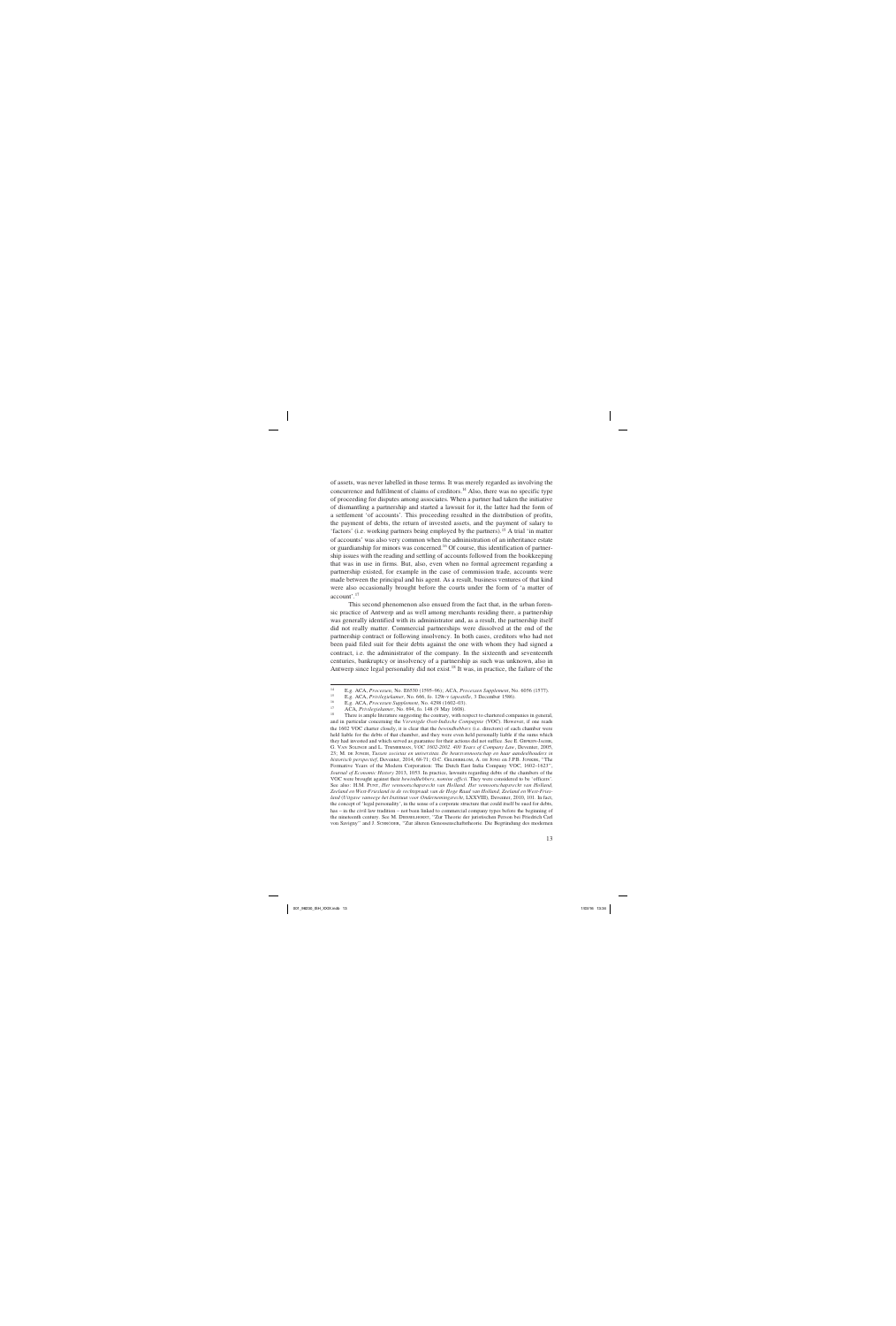of assets, was never labelled in those terms. It was merely regarded as involving the concurrence and fulfilment of claims of creditors.[14] Also, there was no specific type of proceeding for disputes among associates. When a partner had taken the initiative of dismantling a partnership and started a lawsuit for it, the latter had the form of a settlement 'of accounts'. This proceeding resulted in the distribution of profits, the payment of debts, the return of invested assets, and the payment of salary to 'factors' (i.e. working partners being employed by the partners).[15] A trial 'in matter of accounts' was also very common when the administration of an inheritance estate or guardianship for minors was concerned.[16] Of course, this identification of partnership issues with the reading and settling of accounts followed from the bookkeeping that was in use in firms. But, also, even when no formal agreement regarding a partnership existed, for example in the case of commission trade, accounts were made between the principal and his agent. As a result, business ventures of that kind were also occasionally brought before the courts under the form of 'a matter of account'.[17]

This second phenomenon also ensued from the fact that, in the urban forensic practice of Antwerp and as well among merchants residing there, a partnership was generally identified with its administrator and, as a result, the partnership itself did not really matter. Commercial partnerships were dissolved at the end of the partnership contract or following insolvency. In both cases, creditors who had not been paid filed suit for their debts against the one with whom they had signed a contract, i.e. the administrator of the company. In the sixteenth and seventeenth centuries, bankruptcy or insolvency of a partnership as such was unknown, also in Antwerp since legal personality did not exist.[18] It was, in practice, the failure of the

---

[14] E.g. ACA, *Processen*, No. E6530 (1595–96); ACA, *Processen Supplement*, No. 8056 (1577).

[15] E.g. ACA, *Privilegiekamer*, No. 666, fo. 129r-v (*apostille*, 3 December 1586).

[16] E.g. ACA, *Processen Supplement*, No. 4298 (1602–03).

[17] ACA, *Privilegiekamer*, No. 694, fo. 148 (9 May 1608).

[18] There is ample literature suggesting the contrary, with respect to chartered companies in general, and in particular concerning the *Verenigde Oost-Indische Compagnie* (VOC). However, if one reads the 1602 VOC charter closely, it is clear that the *bewindhebbers* (i.e. directors) of each chamber were held liable for the debts of that chamber, and they were even held personally liable if the sums which they had invested and which served as guarantee for their actions did not suffice. See E. Gepken-Jager, G. van Solinge and L. Timmerman, *VOC 1602-2002. 400 Years of Company Law*, Deventer, 2005, 25; M. de Jongh, *Tussen societas en universitas. De beursvennootschap en haar aandeelhouders in historisch perspectief*, Deventer, 2014, 68-71; O.C. Gelderblom, A. de Jong en J.P.B. Jonker, "The Formative Years of the Modern Corporation: The Dutch East India Company VOC, 1602–1623", *Journal of Economic History* 2013, 1053. In practice, lawsuits regarding debts of the chambers of the VOC were brought against their *bewindhebbers*, *nomine officii*. They were considered to be 'officers'. See also: H.M. Punt, *Het vennootschapsrecht van Holland. Het vennootschapsrecht van Holland, Zeeland en West-Friesland in de rechtspraak van de Hoge Raad van Holland, Zeeland en West-Friesland* (*Uitgave vanwege het Instituut voor Ondernemingsrecht*, LXXVIII), Deventer, 2010, 101. In fact, the concept of 'legal personality', in the sense of a corporate structure that could itself be sued for debts, has – in the civil law tradition – not been linked to commercial company types before the beginning of the nineteenth century. See M. Dieselhorst, "Zur Theorie der juristischen Person bei Friedrich Carl von Savigny" and J. Schröder, "Zur älteren Genossenschaftstheorie. Die Begründung des modernen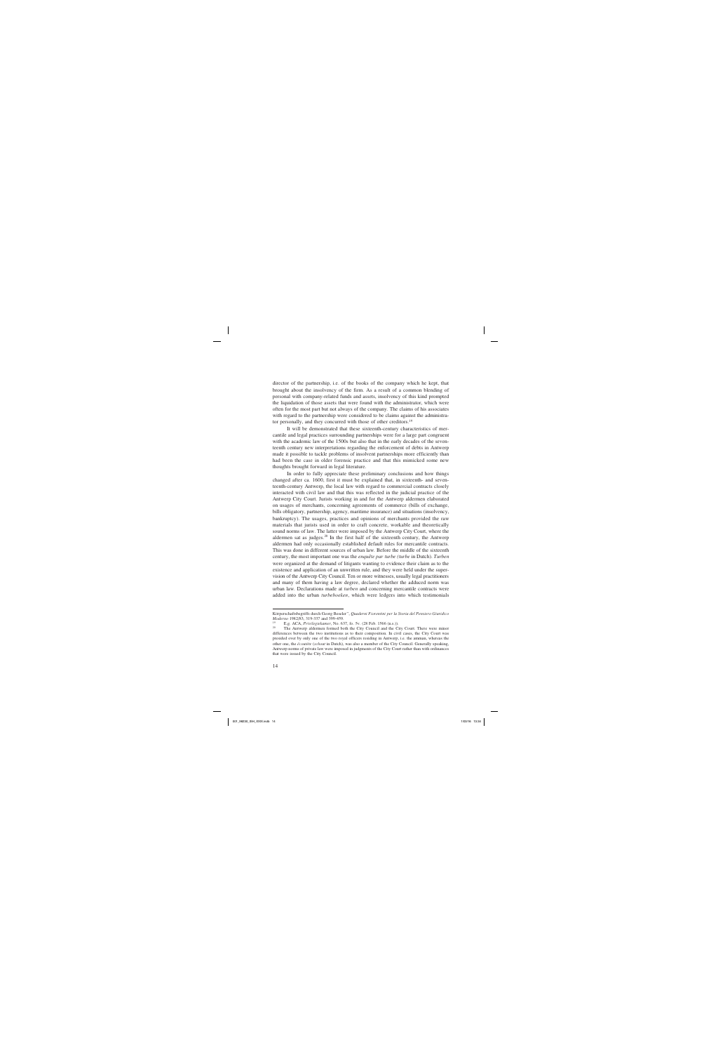director of the partnership, i.e. of the books of the company which he kept, that brought about the insolvency of the firm. As a result of a common blending of personal with company-related funds and assets, insolvency of this kind prompted the liquidation of those assets that were found with the administrator, which were often for the most part but not always of the company. The claims of his associates with regard to the partnership were considered to be claims against the administrator personally, and they concurred with those of other creditors.[19]

It will be demonstrated that these sixteenth-century characteristics of mercantile and legal practices surrounding partnerships were for a large part congruent with the academic law of the 1500s but also that in the early decades of the seventeenth century new interpretations regarding the enforcement of debts in Antwerp made it possible to tackle problems of insolvent partnerships more efficiently than had been the case in older forensic practice and that this mimicked some new thoughts brought forward in legal literature.

In order to fully appreciate these preliminary conclusions and how things changed after ca. 1600, first it must be explained that, in sixteenth- and seventeenth-century Antwerp, the local law with regard to commercial contracts closely interacted with civil law and that this was reflected in the judicial practice of the Antwerp City Court. Jurists working in and for the Antwerp aldermen elaborated on usages of merchants, concerning agreements of commerce (bills of exchange, bills obligatory, partnership, agency, maritime insurance) and situations (insolvency, bankruptcy). The usages, practices and opinions of merchants provided the raw materials that jurists used in order to craft concrete, workable and theoretically sound norms of law. The latter were imposed by the Antwerp City Court, where the aldermen sat as judges.[20] In the first half of the sixteenth century, the Antwerp aldermen had only occasionally established default rules for mercantile contracts. This was done in different sources of urban law. Before the middle of the sixteenth century, the most important one was the *enquête par turbe (turbe* in Dutch). *Turben* were organized at the demand of litigants wanting to evidence their claim as to the existence and application of an unwritten rule, and they were held under the supervision of the Antwerp City Council. Ten or more witnesses, usually legal practitioners and many of them having a law degree, declared whether the adduced norm was urban law. Declarations made at *turben* and concerning mercantile contracts were added into the urban *turbeboeken*, which were ledgers into which testimonials

---

Korperschaftsbegriffs durch Georg Beseler", *Quaderni Fiorentini per la Storia del Pensiero Giuridico Moderno* 1982/83, 319–337 and 399–459.

[19] E.g. ACA, *Privilegiekamer*, No. 637, fo. 5v. (28 Feb. 1566 (n.s.)).

[20] The Antwerp aldermen formed both the City Council and the City Court. There were minor differences between the two institutions as to their composition. In civil cases, the City Court was presided over by only one of the two royal officers residing in Antwerp, i.e. the amman, whereas the other one, the *écoutète* (*schout* in Dutch), was also a member of the City Council. Generally speaking, Antwerp norms of private law were imposed in judgments of the City Court rather than with ordinances that were issued by the City Council.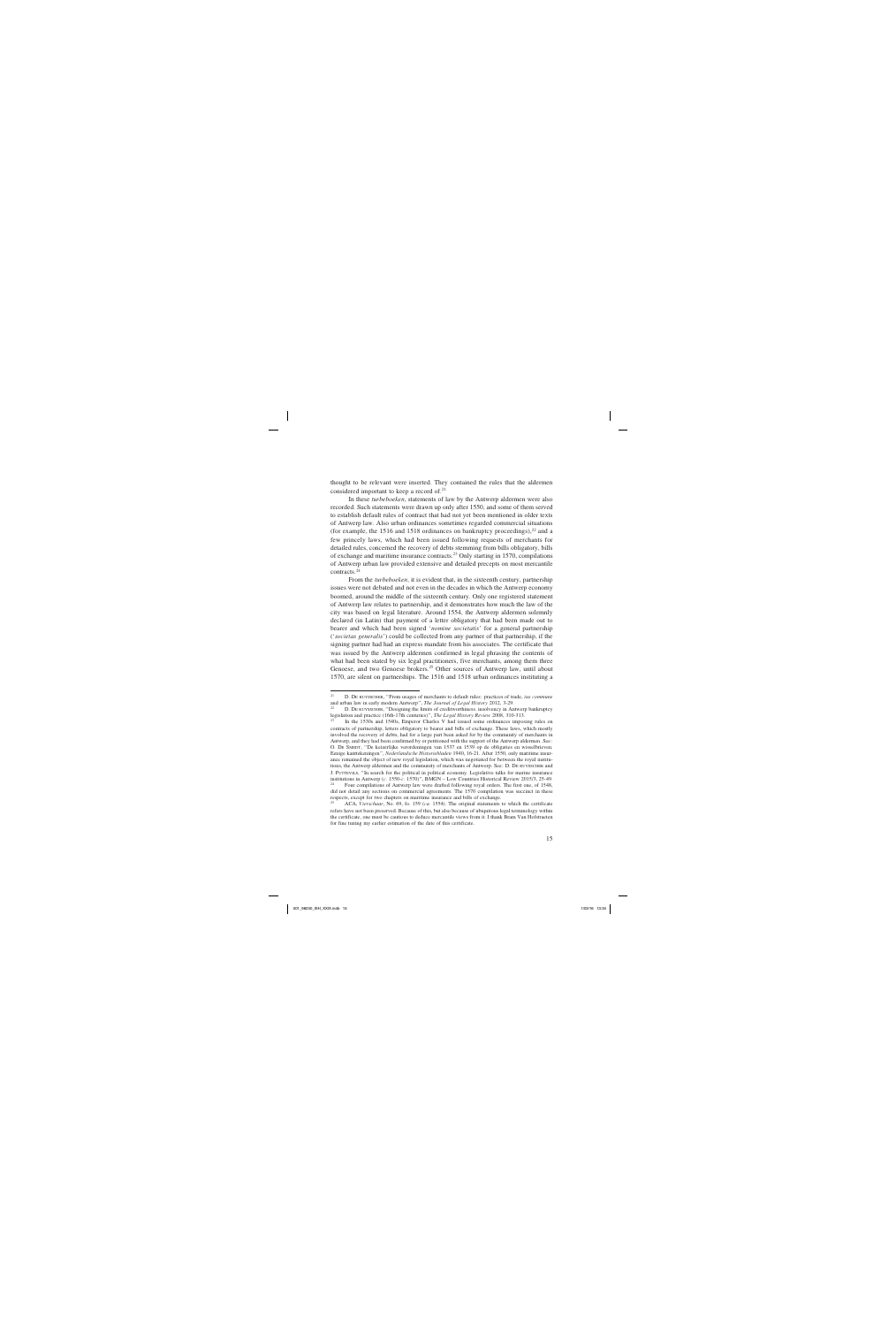thought to be relevant were inserted. They contained the rules that the aldermen considered important to keep a record of.[21]

In these *turbeboeken*, statements of law by the Antwerp aldermen were also recorded. Such statements were drawn up only after 1550, and some of them served to establish default rules of contract that had not yet been mentioned in older texts of Antwerp law. Also urban ordinances sometimes regarded commercial situations (for example, the 1516 and 1518 ordinances on bankruptcy proceedings),[22] and a few princely laws, which had been issued following requests of merchants for detailed rules, concerned the recovery of debts stemming from bills obligatory, bills of exchange and maritime insurance contracts.[23] Only starting in 1570, compilations of Antwerp urban law provided extensive and detailed precepts on most mercantile contracts.[24]

From the *turbeboeken*, it is evident that, in the sixteenth century, partnership issues were not debated and not even in the decades in which the Antwerp economy boomed, around the middle of the sixteenth century. Only one registered statement of Antwerp law relates to partnership, and it demonstrates how much the law of the city was based on legal literature. Around 1554, the Antwerp aldermen solemnly declared (in Latin) that payment of a letter obligatory that had been made out to bearer and which had been signed '*nomine societatis*' for a general partnership ('*societas generalis*') could be collected from any partner of that partnership, if the signing partner had had an express mandate from his associates. The certificate that was issued by the Antwerp aldermen confirmed in legal phrasing the contents of what had been stated by six legal practitioners, five merchants, among them three Genoese, and two Genoese brokers.[25] Other sources of Antwerp law, until about 1570, are silent on partnerships. The 1516 and 1518 urban ordinances instituting a

---

[21] D. De ruysscher, "From usages of merchants to default rules: practices of trade, *ius commune* and urban law in early modern Antwerp", *The Journal of Legal History* 2012, 3-29.

[22] D. De ruysscher, "Designing the limits of creditworthiness. Insolvency in Antwerp bankruptcy legislation and practice (16th-17th centuries)", *The Legal History Review* 2008, 310-313.

[23] In the 1530s and 1540s, Emperor Charles V had issued some ordinances imposing rules on contracts of partnership, letters obligatory to bearer and bills of exchange. These laws, which mostly involved the recovery of debts, had for a large part been asked for by the community of merchants in Antwerp, and they had been confirmed by or petitioned with the support of the Antwerp aldermen. See: O. De Smedt, "De keizerlijke verordeningen van 1537 en 1539 op de obligaties en wisselbrieven. Enige kanttekeningen", *Nederlandsche Historiebladen* 1940, 16-21. After 1550, only maritime insurance remained the object of new royal legislation, which was negotiated for between the royal institutions, the Antwerp aldermen and the community of merchants of Antwerp. See: D. De ruysscher and J. Puttevils, "In search for the political in political economy. Legislative talks for marine insurance institutions in Antwerp (c. 1550-c. 1570)", BMGN – Low Countries Historical Review 2015/3, 25-49.

[24] Four compilations of Antwerp law were drafted following royal orders. The first one, of 1548, did not detail any sections on commercial agreements. The 1570 compilation was succinct in these respects, except for two chapters on maritime insurance and bills of exchange.

[25] ACA, *Vierschaar*, No. 69, fo. 159 (*c.a.* 1554). The original statements to which the certificate refers have not been preserved. Because of this, but also because of ubiquitous legal terminology within the certificate, one must be cautious to deduce mercantile views from it. I thank Bram Van Hofstraeten for fine tuning my earlier estimation of the date of this certificate.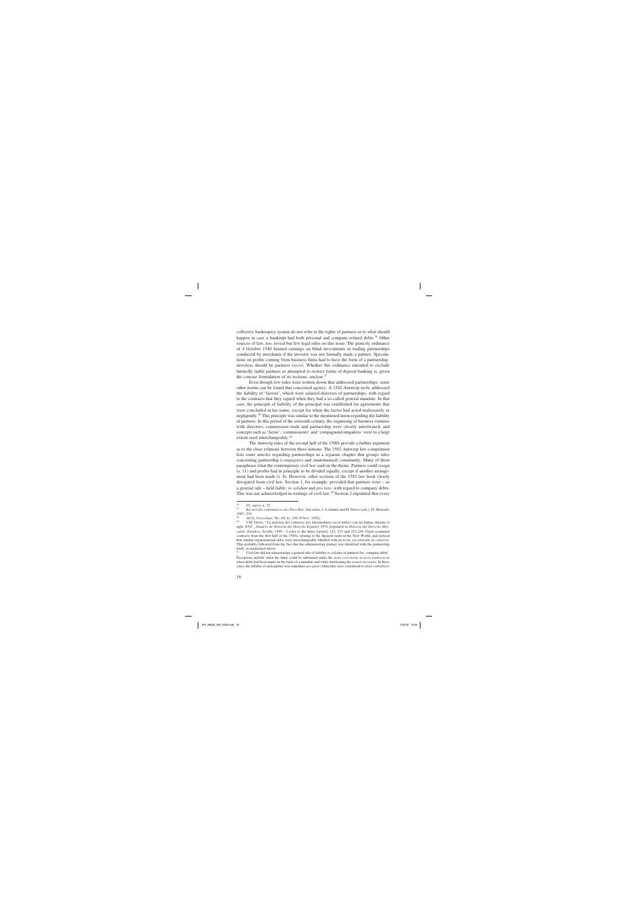collective bankruptcy system do not refer to the rights of partners or to what should happen in case a bankrupt had both personal and company-related debts.[26] Other sources of law, too, reveal but few legal rules on this issue. The princely ordinance of 4 October 1540 banned earnings on blind investments in trading partnerships conducted by merchants if the investor was not formally made a partner. Speculations on profits coming from business firms had to have the form of a partnership: investors should be partners (*socii*). Whether this ordinance intended to exclude limitedly liable partners or attempted to restrict forms of deposit banking is, given the concise formulation of its sections, unclear.[27]

Even though few rules were written down that addressed partnerships, some other norms can be found that concerned agency. A 1542 Antwerp *turbe* addressed the liability of 'factors', which were salaried directors of partnerships, with regard to the contracts that they signed when they had a so-called general mandate. In that case, the principle of liability of the principal was established for agreements that were concluded in his name, except for when the factor had acted maliciously or negligently.[28] This principle was similar to the mentioned norm regarding the liability of partners. In this period of the sixteenth century, the organising of business ventures with directors, commission trade and partnership were closely intertwined, and concepts such as 'factor', 'commissioner' and 'compagnon/compañero' were to a large extent used interchangeably.[29]

The Antwerp rules of the second half of the 1500s provide a further argument as to the close relations between these notions. The 1582 Antwerp law compilation lists some articles regarding partnerships in a separate chapter that groups rules concerning partnership (*compagnie*) and (matrimonial) community. Many of them paraphrase what the contemporary civil law said on the theme. Partners could resign (s. 11) and profits had in principle to be divided equally, except if another arrangement had been made (s. 8). However, other sections of the 1582 law book clearly derogated from civil law. Section 1, for example, provided that partners were – as a general rule – held liable, *in solidum* and *pro toto*, with regard to company debts. This was not acknowledged in writings of civil law.[30] Section 2 stipulated that every

---

[26] Cf. *supra*, n. 22.

[27] *Recueil des ordonnances des Pays-Bas*, 2nd series, J. Lameere and H. Simon (eds.), IV, Brussels, 1907, 235.

[28] ACA, *Vierschaar*, No. 68, fo. 156 (9 Nov. 1542).

[29] J.M. Gijón, "La práctica del comercio por intermediario en el tráfico con las Indias durante el siglo XVI", *Anuario de Historia del Derecho Español* 1976 [reprinted in *Historia del Derecho Mercantil. Estudios*, Sevilla, 1999 – I refer to the latter reprint], 213, 215 and 232-234. Gijón examined contracts from the first half of the 1500s, relating to the Spanish trade in the New World, and noticed that similar organisational rules were interchangeably labelled with *factoria*, *encomienda* or *comisión*. This probably followed from the fact that the administering partner was identified with the partnership itself, as mentioned above.

[30] Civil law did not acknowledge a general rule of liability *in solidum* of partners for 'company debts'. Exceptions include when the latter could be subsumed under the *actio exercitoria* or *actio institoria* or when debts had been made on the basis of a mandate and while mentioning the *nomen societatis*. In those cases, the liability of each partner was sometimes *pro parte* (when they were considered to *simul contrahere*)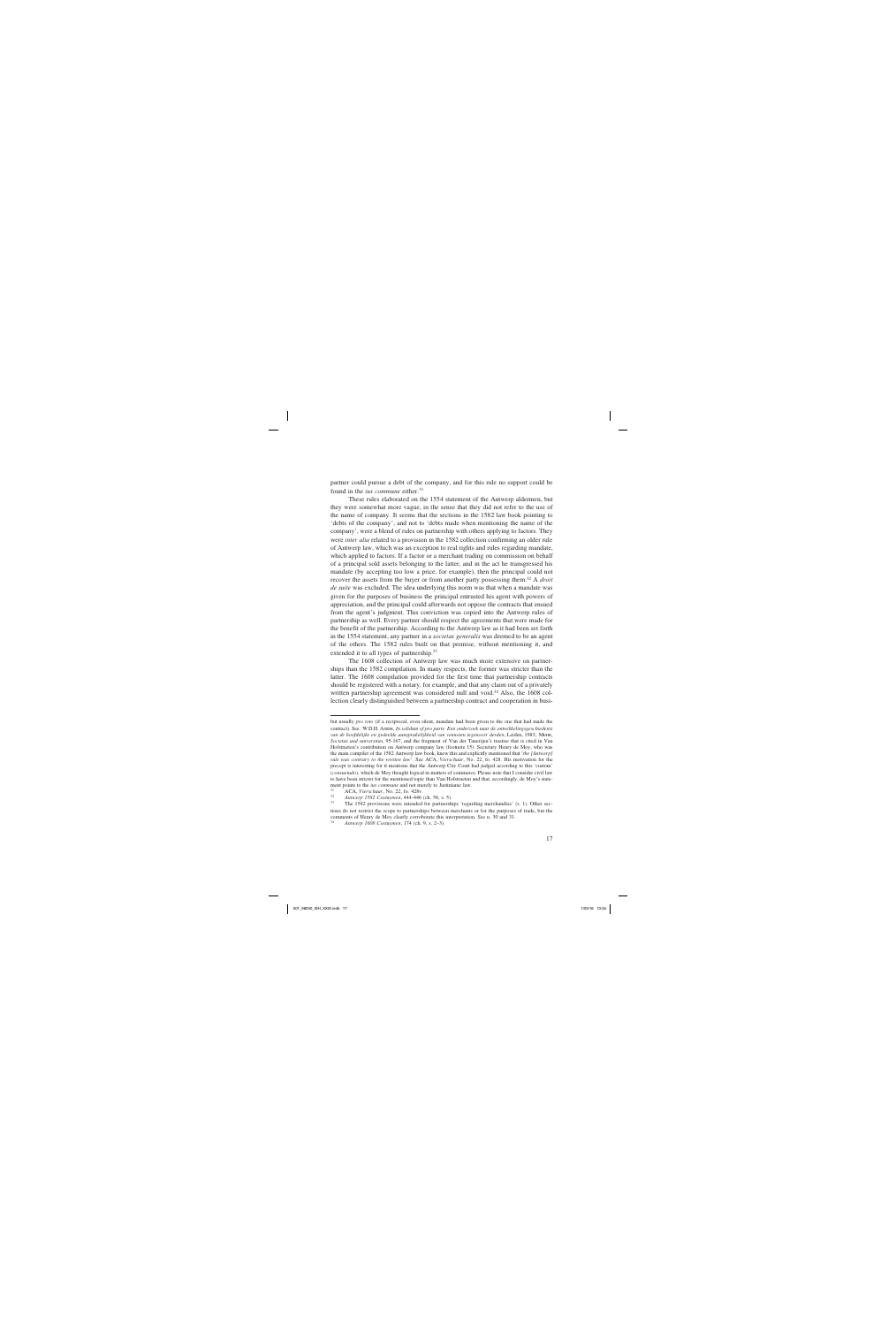partner could pursue a debt of the company, and for this rule no support could be found in the *ius commune* either.[31]

These rules elaborated on the 1554 statement of the Antwerp aldermen, but they were somewhat more vague, in the sense that they did not refer to the use of the name of company. It seems that the sections in the 1582 law book pointing to 'debts of the company', and not to 'debts made when mentioning the name of the company', were a blend of rules on partnership with others applying to factors. They were *inter alia* related to a provision in the 1582 collection confirming an older rule of Antwerp law, which was an exception to real rights and rules regarding mandate, which applied to factors. If a factor or a merchant trading on commission on behalf of a principal sold assets belonging to the latter, and in the act he transgressed his mandate (by accepting too low a price, for example), then the principal could not recover the assets from the buyer or from another party possessing them.[32] A *droit de suite* was excluded. The idea underlying this norm was that when a mandate was given for the purposes of business the principal entrusted his agent with powers of appreciation, and the principal could afterwards not oppose the contracts that ensued from the agent's judgment. This conviction was copied into the Antwerp rules of partnership as well. Every partner should respect the agreements that were made for the benefit of the partnership. According to the Antwerp law as it had been set forth in the 1554 statement, any partner in a *societas generalis* was deemed to be an agent of the others. The 1582 rules built on that premise, without mentioning it, and extended it to all types of partnership.[33]

The 1608 collection of Antwerp law was much more extensive on partnerships than the 1582 compilation. In many respects, the former was stricter than the latter. The 1608 compilation provided for the first time that partnership contracts should be registered with a notary, for example, and that any claim out of a privately written partnership agreement was considered null and void.[34] Also, the 1608 collection clearly distinguished between a partnership contract and cooperation in busi-

---

but usually *pro rato* (if a reciprocal, even silent, mandate had been given to the one that had made the contract). See: W.D.H. Asser, *In solidum of pro parte. Een onderzoek naar de ontwikkelingsgeschiedenis van de hoofdelijke en gedeelde aansprakelijkheid van vennoten tegenover derden*, Leiden, 1983; Meер, *Societas und universitas*, 95-167, and the fragment of Van der Tanerijen's treatise that is cited in Van Hofstraeten's contribution on Antwerp company law (footnote 15). Secretary Henry de Moy, who was the main compiler of the 1582 Antwerp law book, knew this and explicitly mentioned that '*the [Antwerp] rule was contrary to the written law*'. See ACA, *Vierschaar*, No. 22, fo. 428. His motivation for the precept is interesting for it mentions that the Antwerp City Court had judged according to this 'custom' (*consuetudo*), which de Moy thought logical in matters of commerce. Please note that I consider civil law to have been stricter for the mentioned topic than Van Hofstraeten and that, accordingly, de Moy's statement points to the *ius commune* and not merely to Justinianic law.

[31] ACA, *Vierschaar*, No. 22, fo. 428v.

[32] *Antwerp 1582 Costuymen*, 444-446 (ch. 58, s. 5).

[33] The 1582 provisions were intended for partnerships 'regarding merchandise' (s. 1). Other sections do not restrict the scope to partnerships between merchants or for the purposes of trade, but the comments of Henry de Moy clearly corroborate this interpretation. See n. 30 and 31.

[34] *Antwerp 1608 Costuymen*, 174 (ch. 9, s. 2–3).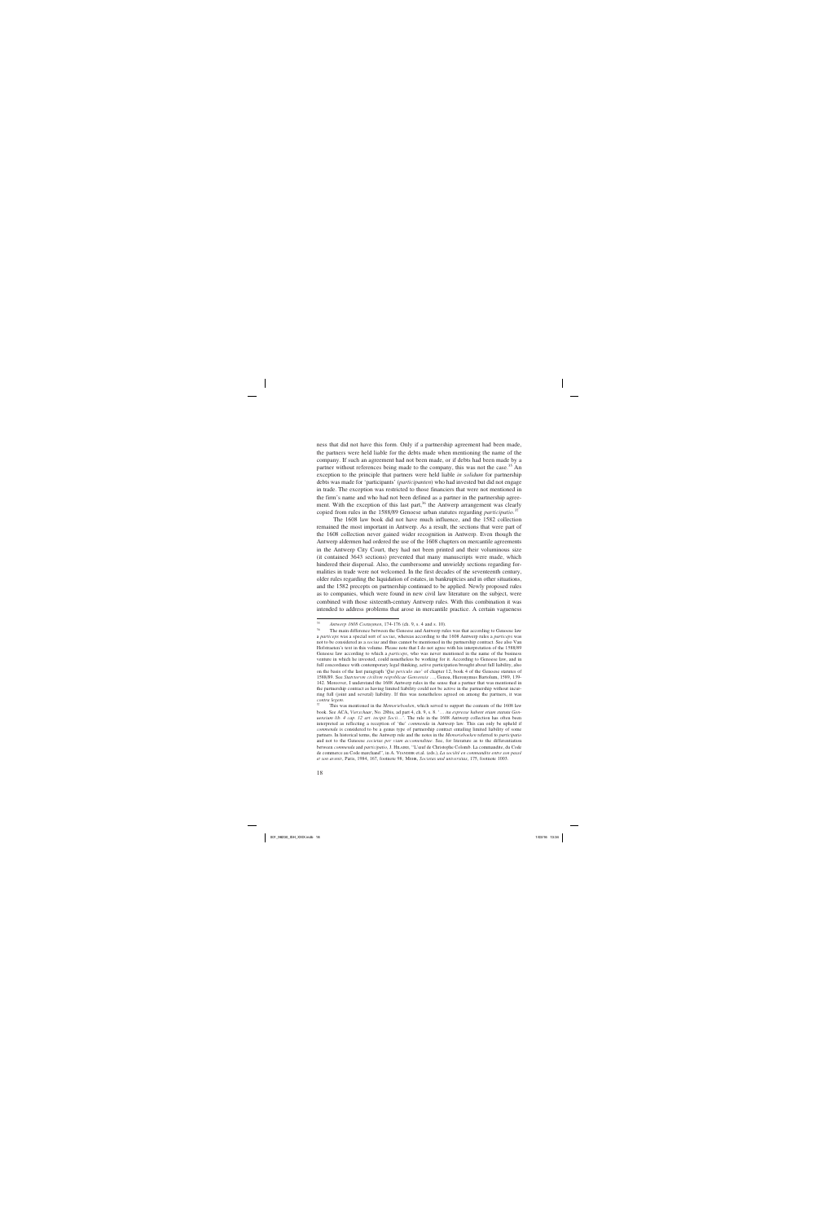ness that did not have this form. Only if a partnership agreement had been made, the partners were held liable for the debts made when mentioning the name of the company. If such an agreement had not been made, or if debts had been made by a partner without references being made to the company, this was not the case.[55] An exception to the principle that partners were held liable *in solidum* for partnership debts was made for 'participants' (*participanten*) who had invested but did not engage in trade. The exception was restricted to those financiers that were not mentioned in the firm's name and who had not been defined as a partner in the partnership agreement. With the exception of this last part,[56] the Antwerp arrangement was clearly copied from rules in the 1588/89 Genoese urban statutes regarding *participatio*.[57]

The 1608 law book did not have much influence, and the 1582 collection remained the most important in Antwerp. As a result, the sections that were part of the 1608 collection never gained wider recognition in Antwerp. Even though the Antwerp aldermen had ordered the use of the 1608 chapters on mercantile agreements in the Antwerp City Court, they had not been printed and their voluminous size (it contained 3643 sections) prevented that many manuscripts were made, which hindered their dispersal. Also, the cumbersome and unwieldy sections regarding formalities in trade were not welcomed. In the first decades of the seventeenth century, older rules regarding the liquidation of estates, in bankruptcies and in other situations, and the 1582 precepts on partnership continued to be applied. Newly proposed rules as to companies, which were found in new civil law literature on the subject, were combined with those sixteenth-century Antwerp rules. With this combination it was intended to address problems that arose in mercantile practice. A certain vagueness

---

[55] *Antwerp 1608 Costuymen*, 174-176 (ch. 9, s. 4 and s. 10).

[56] The main difference between the Genoese and Antwerp rules was that according to Genoese law a *particeps* was a special sort of *socius*, whereas according to the 1608 Antwerp rules a *particeps* was not to be considered as a *socius* and thus cannot be mentioned in the partnership contract. See also Van Hofstraeten's text in this volume. Please note that I do not agree with his interpretation of the 1588/89 Genoese law according to which a *particeps*, who was never mentioned in the name of the business venture in which he invested, could nonetheless be working for it. According to Genoese law, and in full concordance with contemporary legal thinking, active participation brought about full liability, also on the basis of the last paragraph '*Qui periculo suo*' of chapter 12, book 4 of the Genoese statutes of 1588/89. See *Statutorum civilium reipublicae Genuensis* …, Genoa, Hieronymus Bartolum, 1589, 139-142. Moreover, I understand the 1608 Antwerp rules in the sense that a partner that was mentioned in the partnership contract as having limited liability could not be active in the partnership without incurring full (joint and several) liability. If this was nonetheless agreed on among the partners, it was *contra legem*.

[57] This was mentioned in the *Memoriebœken*, which served to support the contents of the 1608 law book. See ACA, *Vierschaar*, No. 28bis, ad part 4, ch. 9, s. 8. '… *tta expresse habent etiam statuta Genuensium lib. 4 cap. 12 art. incipit Socii*…'. The rule in the 1608 Antwerp collection has often been interpreted as reflecting a reception of 'the' *commenda* in Antwerp law. This can only be upheld if *commenda* is considered to be a genus type of partnership contract entailing limited liability of some partners. In historical terms, the Antwerp rule and the notes in the *Memoriebœken* referred to *participatio* and not to the Genoese *societas per viam accomenditae*. See, for literature as to the differentiation between *commenda* and *participatio*, J. Hilaire, "L'œuf de Christophe Colomb. La commandite, du Code de commerce au Code marchand", in A. Viandier et.al. (eds.), *La société en commandite entre son passé et son avenir*, Paris, 1984, 167, footnote 98; Mehr, *Societas und universitas*, 175, footnote 1005.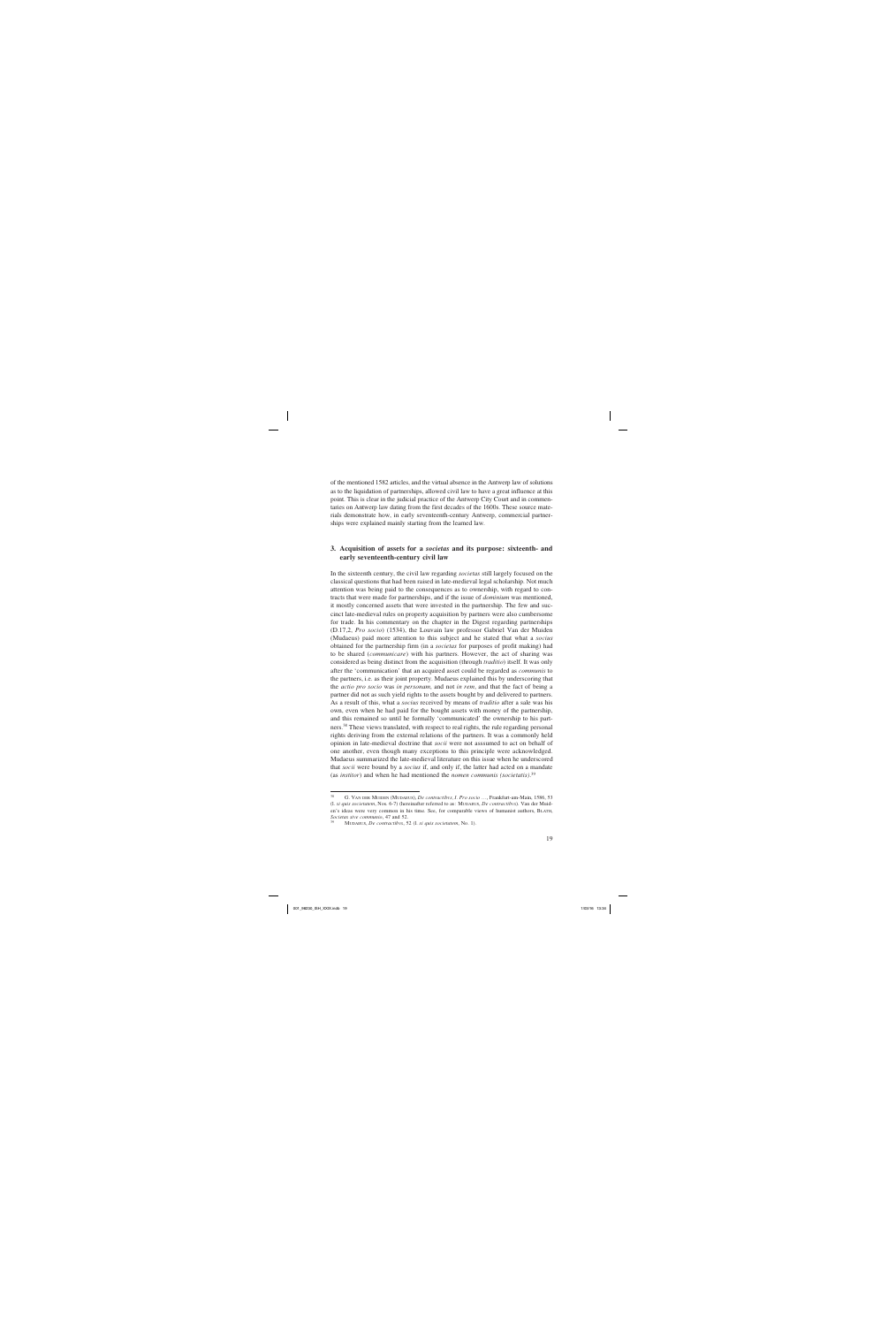of the mentioned 1582 articles, and the virtual absence in the Antwerp law of solutions as to the liquidation of partnerships, allowed civil law to have a great influence at this point. This is clear in the judicial practice of the Antwerp City Court and in commentaries on Antwerp law dating from the first decades of the 1600s. These source materials demonstrate how, in early seventeenth-century Antwerp, commercial partnerships were explained mainly starting from the learned law.

## 3. Acquisition of assets for a *societas* and its purpose: sixteenth- and early seventeenth-century civil law

In the sixteenth century, the civil law regarding *societas* still largely focused on the classical questions that had been raised in late-medieval legal scholarship. Not much attention was being paid to the consequences as to ownership, with regard to contracts that were made for partnerships, and if the issue of *dominium* was mentioned, it mostly concerned assets that were invested in the partnership. The few and succinct late-medieval rules on property acquisition by partners were also cumbersome for trade. In his commentary on the chapter in the Digest regarding partnerships (D.17,2, *Pro socio*) (1534), the Louvain law professor Gabriel Van der Muiden (Mudaeus) paid more attention to this subject and he stated that what a *socius* obtained for the partnership firm (in a *societas* for purposes of profit making) had to be shared (*communicare*) with his partners. However, the act of sharing was considered as being distinct from the acquisition (through *traditio*) itself. It was only after the 'communication' that an acquired asset could be regarded as *communis* to the partners, i.e. as their joint property. Mudaeus explained this by underscoring that the *actio pro socio* was *in personam*, and not *in rem*, and that the fact of being a partner did not as such yield rights to the assets bought by and delivered to partners. As a result of this, what a *socius* received by means of *traditio* after a sale was his own, even when he had paid for the bought assets with money of the partnership, and this remained so until he formally 'communicated' the ownership to his partners.[38] These views translated, with respect to real rights, the rule regarding personal rights deriving from the external relations of the partners. It was a commonly held opinion in late-medieval doctrine that *socii* were not assumed to act on behalf of one another, even though many exceptions to this principle were acknowledged. Mudaeus summarized the late-medieval literature on this issue when he underscored that *socii* were bound by a *socius* if, and only if, the latter had acted on a mandate (as *institor*) and when he had mentioned the *nomen communis (societatis)*.[39]

---

[38] G. Van der Muiden (Mudaeus), *De contractibus, I. Pro socio* ..., Frankfurt-am-Main, 1586, 53 (l. *si quis societatem*, Nos. 6-7) (hereinafter referred to as: Mudaeus, *De contractibus*). Van der Muiden's ideas were very common in his time. See, for comparable views of humanist authors, Blath, *Societas sive communio*, 47 and 52.

[39] Mudaeus, *De contractibus*, 52 (l. *si quis societatem*, No. 1).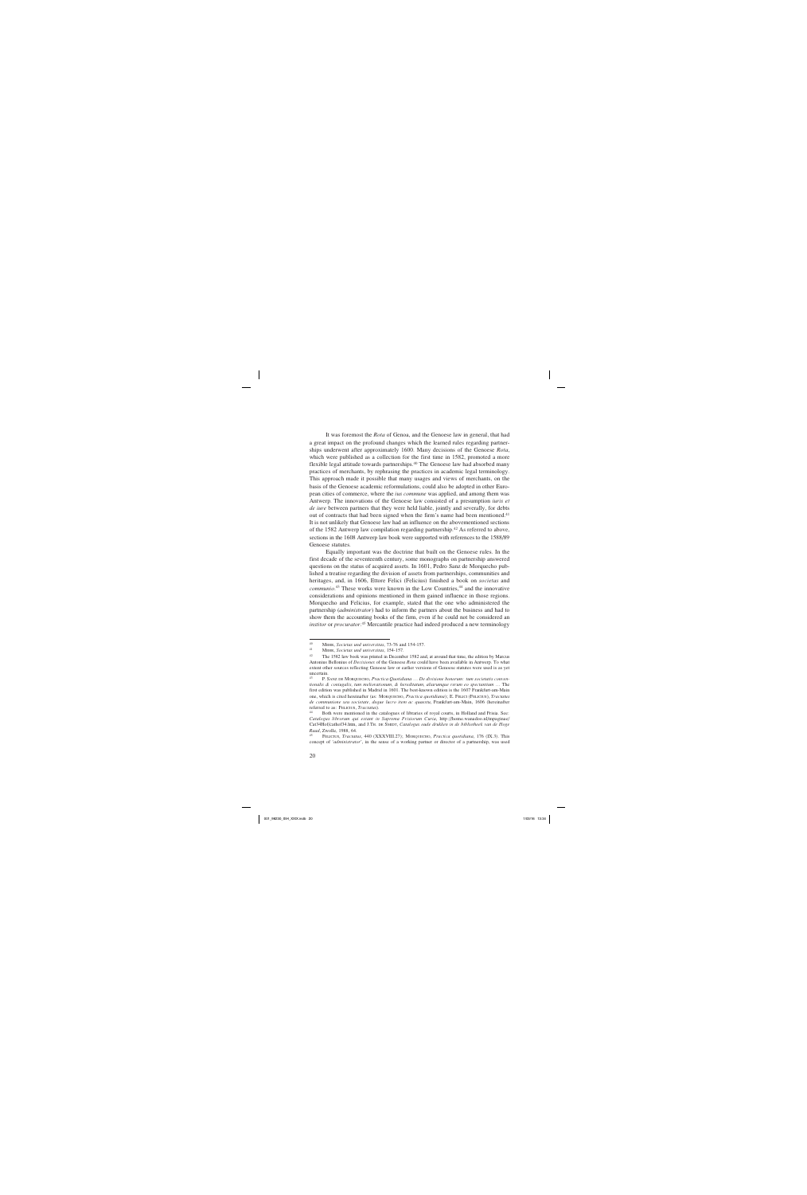It was foremost the *Rota* of Genoa, and the Genoese law in general, that had a great impact on the profound changes which the learned rules regarding partnerships underwent after approximately 1600. Many decisions of the Genoese *Rota*, which were published as a collection for the first time in 1582, promoted a more flexible legal attitude towards partnerships.[40] The Genoese law had absorbed many practices of merchants, by rephrasing the practices in academic legal terminology. This approach made it possible that many usages and views of merchants, on the basis of the Genoese academic reformulations, could also be adopted in other European cities of commerce, where the *ius commune* was applied, and among them was Antwerp. The innovations of the Genoese law consisted of a presumption *iuris et de iure* between partners that they were held liable, jointly and severally, for debts out of contracts that had been signed when the firm's name had been mentioned.[41] It is not unlikely that Genoese law had an influence on the abovementioned sections of the 1582 Antwerp law compilation regarding partnership.[42] As referred to above, sections in the 1608 Antwerp law book were supported with references to the 1588/89 Genoese statutes.

Equally important was the doctrine that built on the Genoese rules. In the first decade of the seventeenth century, some monographs on partnership answered questions on the status of acquired assets. In 1601, Pedro Sanz de Morquecho published a treatise regarding the division of assets from partnerships, communities and heritages, and, in 1606, Ettore Felici (Felicius) finished a book on *societas* and *communio*.[43] These works were known in the Low Countries,[44] and the innovative considerations and opinions mentioned in them gained influence in those regions. Morquecho and Felicius, for example, stated that the one who administered the partnership (*administrator*) had to inform the partners about the business and had to show them the accounting books of the firm, even if he could not be considered an *institor* or *procurator*.[45] Mercantile practice had indeed produced a new terminology

---

[40] MEHR, *Societas und universitas*, 73-76 and 154-157.

[41] MEHR, *Societas und universitas*, 154-157.

[42] The 1582 law book was printed in December 1582 and, at around that time, the edition by Marcus Antonius Bellonius of *Decisiones* of the Genoese *Rota* could have been available in Antwerp. To what extent other sources reflecting Genoese law or earlier versions of Genoese statutes were used is as yet uncertain.

[43] P. SANZ DE MORQUECHO, *Practica Quotidiana ... De divisione bonorum: tam societatis conventionalis & coniugalis, tam meliorationum, & haereditatum, aliarumque rerum ex speciantium ...* The first edition was published in Madrid in 1601. The best-known edition is the 1607 Frankfurt-am-Main one, which is cited hereinafter (as: MORQUECHO, *Practica quotidiana*); E. FELICI (FELICIUS), *Tractatus de communione seu societate, deque lucro item ac quaestu*, Frankfurt-am-Main, 1606 (hereinafter referred to as: FELICIUS, *Tractatus*).

[44] Both were mentioned in the catalogues of libraries of royal courts, in Holland and Frisia. See: *Catalogus librorum qui extant in Supremæ Frisorum Curia*, http://home.wanadoo.nl/mpagenaa/Cat/34Hof/cathof34.htm, and J.TH. DE SMIDT, *Catalogus oude drukken in de bibliotheek van de Hoge Raad*, Zwolle, 1988, 64.

[45] FELICIUS, *Tractatus*, 440 (XXXVIII.27); MORQUECHO, *Practica quotidiana*, 176 (IX.3). This concept of '*administrator*', in the sense of a working partner or director of a partnership, was used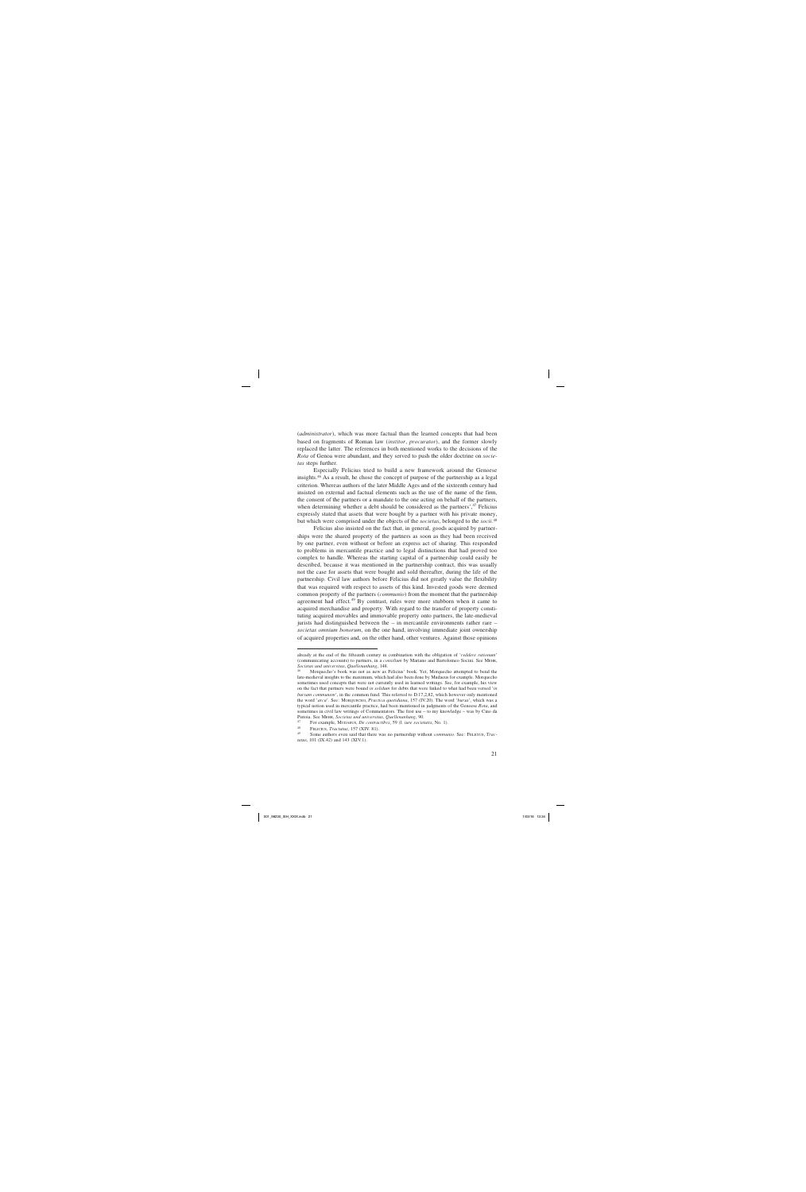(*administrator*), which was more factual than the learned concepts that had been based on fragments of Roman law (*institor*, *procurator*), and the former slowly replaced the latter. The references in both mentioned works to the decisions of the *Rota* of Genoa were abundant, and they served to push the older doctrine on *societas* steps further.

Especially Felicius tried to build a new framework around the Genoese insights.[46] As a result, he chose the concept of purpose of the partnership as a legal criterion. Whereas authors of the later Middle Ages and of the sixteenth century had insisted on external and factual elements such as the use of the name of the firm, the consent of the partners or a mandate to the one acting on behalf of the partners, when determining whether a debt should be considered as the partners',[47] Felicius expressly stated that assets that were bought by a partner with his private money, but which were comprised under the objects of the *societas*, belonged to the *socii*.[48]

Felicius also insisted on the fact that, in general, goods acquired by partnerships were the shared property of the partners as soon as they had been received by one partner, even without or before an express act of sharing. This responded to problems in mercantile practice and to legal distinctions that had proved too complex to handle. Whereas the starting capital of a partnership could easily be described, because it was mentioned in the partnership contract, this was usually not the case for assets that were bought and sold thereafter, during the life of the partnership. Civil law authors before Felicius did not greatly value the flexibility that was required with respect to assets of this kind. Invested goods were deemed common property of the partners (*communio*) from the moment that the partnership agreement had effect.[49] By contrast, rules were more stubborn when it came to acquired merchandise and property. With regard to the transfer of property constituting acquired movables and immovable property onto partners, the late-medieval jurists had distinguished between the – in mercantile environments rather rare – *societas omnium bonorum*, on the one hand, involving immediate joint ownership of acquired properties and, on the other hand, other ventures. Against those opinions

---

already at the end of the fifteenth century in combination with the obligation of '*reddere rationem*' (communicating accounts) to partners, in a *consilium* by Mariano and Bartolomeo Socini. See Mehr, *Societas and universitas*, *Quellenanhang*, 148.

[46] Morquecho's book was not as new as Felicius' book. Yet, Morquecho attempted to bend the late-medieval insights to the maximum, which had also been done by Madaeus for example. Morquecho sometimes used concepts that were not currently used in learned writings. See, for example, his view on the fact that partners were bound *in solidum* for debts that were linked to what had been versed '*in bursam communem*', in the common fund. This referred to D.17,2,82, which however only mentioned the word '*arca*'. See: Morquecho, *Practica quotidiana*, 157 (IV.20). The word '*bursa*', which was a typical notion used in mercantile practice, had been mentioned in judgments of the Genoese *Rota*, and sometimes in civil law writings of Commentators. The first use – to my knowledge – was by Cino da Pistoia. See Mehr, *Societas and universitas*, *Quellenanhang*, 90.

[47] For example, Modaeus, *De contractibus*, 59 (I. *iure societatis*, No. 1).

[48] Felicius, *Tractatus*, 157 (XIV. 81).

[49] Some authors even said that there was no partnership without *communio*. See: Felicius, *Tractatus*, 101 (IX.42) and 143 (XIV.1).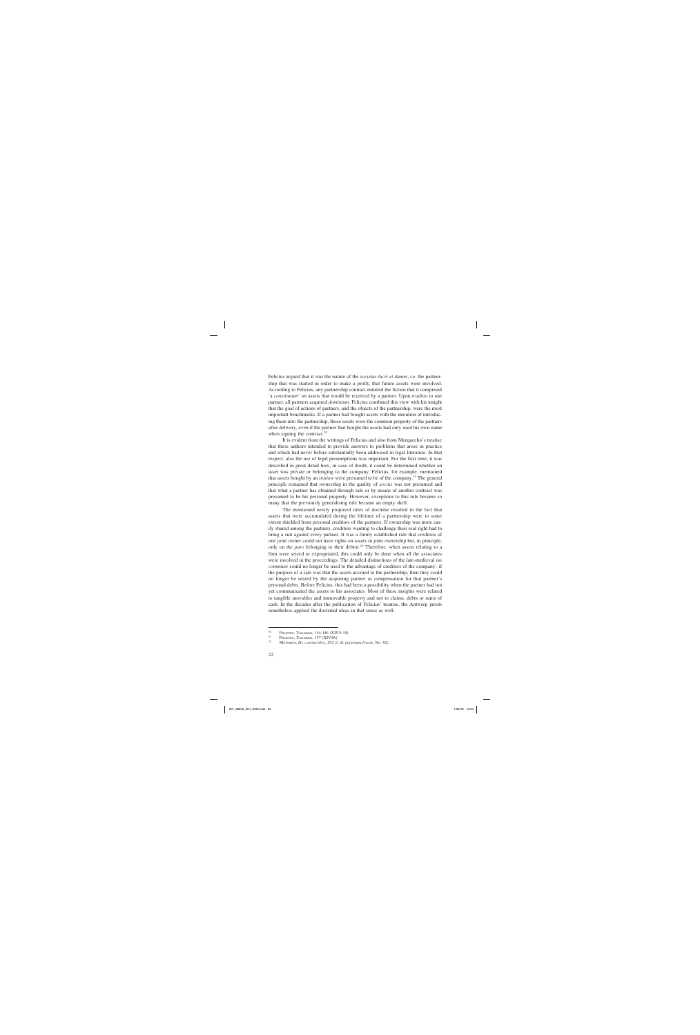Felicius argued that it was the nature of the *societas lucri et damni*, i.e. the partnership that was started in order to make a profit, that future assets were involved. According to Felicius, any partnership contract entailed the fiction that it comprised '*a constitutum*' on assets that would be received by a partner. Upon *traditio* to one partner, all partners acquired *dominium*. Felicius combined this view with his insight that the goal of actions of partners, and the objects of the partnership, were the most important benchmarks. If a partner had bought assets with the intention of introducing them into the partnership, those assets were the common property of the partners after delivery, even if the partner that bought the assets had only used his own name when signing the contract.[50]

It is evident from the writings of Felicius and also from Morquecho's treatise that these authors intended to provide answers to problems that arose in practice and which had never before substantially been addressed in legal literature. In that respect, also the use of legal presumptions was important. For the first time, it was described in great detail how, in case of doubt, it could be determined whether an asset was private or belonging to the company. Felicius, for example, mentioned that assets bought by an *institor* were presumed to be of the company.[51] The general principle remained that ownership in the quality of *socius* was not presumed and that what a partner has obtained through sale or by means of another contract was presumed to be his personal property. However, exceptions to this rule became so many that the previously generalising rule became an empty shell.

The mentioned newly proposed rules of doctrine resulted in the fact that assets that were accumulated during the lifetime of a partnership were to some extent shielded from personal creditors of the partners. If ownership was more easily shared among the partners, creditors wanting to challenge their real right had to bring a suit against every partner. It was a firmly established rule that creditors of one joint owner could not have rights on assets in joint ownership but, in principle, only on the *pars* belonging to their debtor.[52] Therefore, when assets relating to a firm were seized or expropriated, this could only be done when all the associates were involved in the proceedings. The detailed distinctions of the late-medieval *ius commune* could no longer be used to the advantage of creditors of the company: if the purpose of a sale was that the assets accrued to the partnership, then they could no longer be seized by the acquiring partner as compensation for that partner's personal debts. Before Felicius, this had been a possibility when the partner had not yet communicated the assets to his associates. Most of these insights were related to tangible movables and immovable property and not to claims, debts or sums of cash. In the decades after the publication of Felicius' treatise, the Antwerp jurists nonetheless applied the doctrinal ideas in that sense as well.

---

[50] Felicius, *Tractatus*, 144-146 (XIV.9-19).

[51] Felicius, *Tractatus*, 157 (XIV.86).

[52] Mudaeus, *De contractibus*, 292 (l. *de pignorum fructu*, No. 42).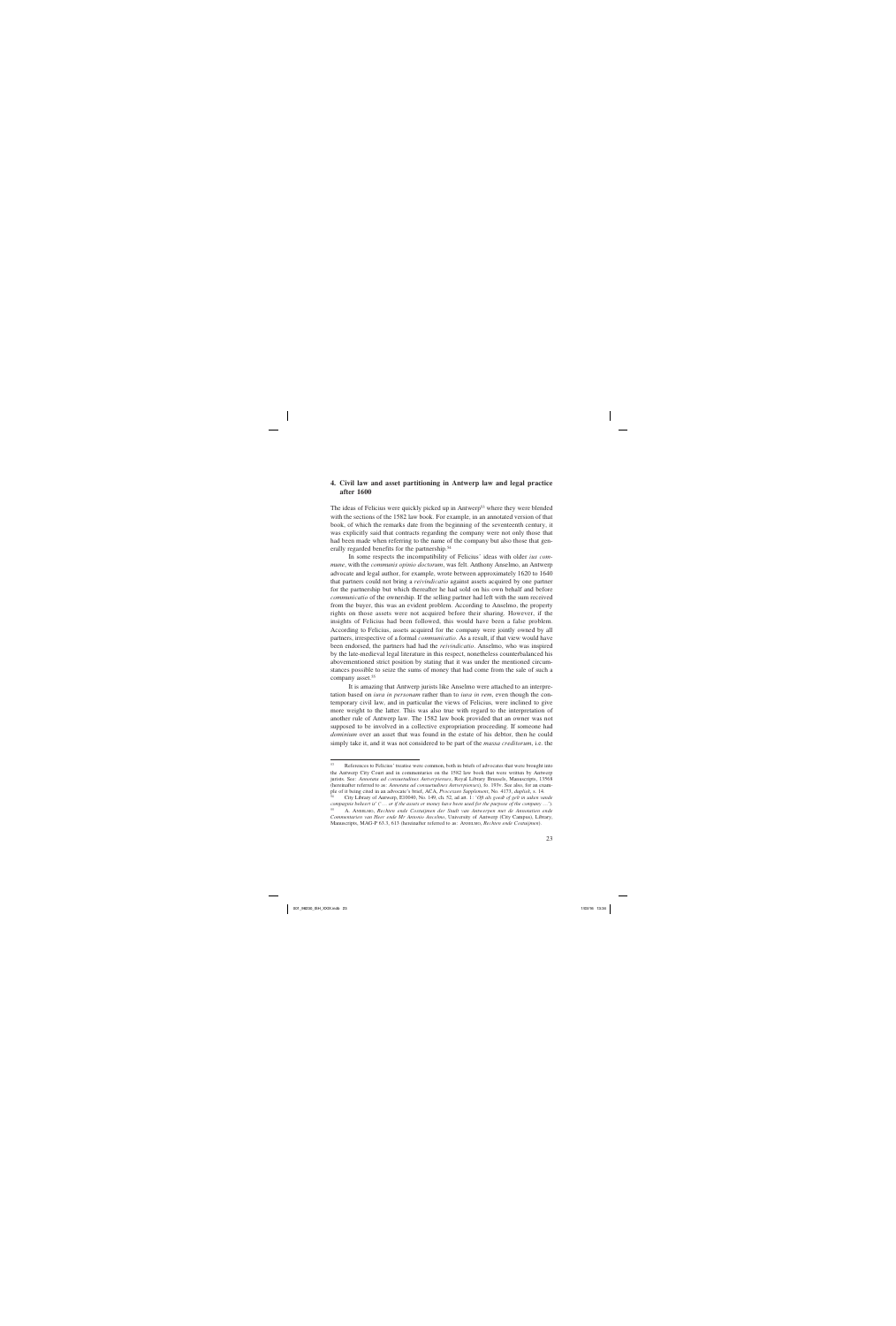## 4. Civil law and asset partitioning in Antwerp law and legal practice after 1600

The ideas of Felicius were quickly picked up in Antwerp[53] where they were blended with the sections of the 1582 law book. For example, in an annotated version of that book, of which the remarks date from the beginning of the seventeenth century, it was explicitly said that contracts regarding the company were not only those that had been made when referring to the name of the company but also those that generally regarded benefits for the partnership.[54]

In some respects the incompatibility of Felicius' ideas with older *ius commune*, with the *communis opinio doctorum*, was felt. Anthony Anselmo, an Antwerp advocate and legal author, for example, wrote between approximately 1620 to 1640 that partners could not bring a *reivindicatio* against assets acquired by one partner for the partnership but which thereafter he had sold on his own behalf and before *communicatio* of the ownership. If the selling partner had left with the sum received from the buyer, this was an evident problem. According to Anselmo, the property rights on those assets were not acquired before their sharing. However, if the insights of Felicius had been followed, this would have been a false problem. According to Felicius, assets acquired for the company were jointly owned by all partners, irrespective of a formal *communicatio*. As a result, if that view would have been endorsed, the partners had had the *reivindicatio*. Anselmo, who was inspired by the late-medieval legal literature in this respect, nonetheless counterbalanced his abovementioned strict position by stating that it was under the mentioned circumstances possible to seize the sums of money that had come from the sale of such a company asset.[55]

It is amazing that Antwerp jurists like Anselmo were attached to an interpretation based on *iura in personam* rather than to *iura in rem*, even though the contemporary civil law, and in particular the views of Felicius, were inclined to give more weight to the latter. This was also true with regard to the interpretation of another rule of Antwerp law. The 1582 law book provided that an owner was not supposed to be involved in a collective expropriation proceeding. If someone had *dominium* over an asset that was found in the estate of his debtor, then he could simply take it, and it was not considered to be part of the *massa creditorum*, i.e. the

---

[53] References to Felicius' treatise were common, both in briefs of advocates that were brought into the Antwerp City Court and in commentaries on the 1582 law book that were written by Antwerp jurists. See: *Annotata ad consuetudines Antverpienses*, Royal Library Brussels, Manuscripts, 13568 (hereinafter referred to as: *Annotata ad consuetudines Antverpienses*), fo. 193v. See also, for an example of it being cited in an advocate's brief, ACA, *Processen Supplement*, No. 4173, *duplyk*, s. 14.

[54] City Library of Antwerp, E10040, No. 149, ch. 52, ad art. 1: '*Off als goedt of gelt in nutten vande compagnie bekeert is*' ('… *or if the assets or money have been used for the purpose of the company* …').

[55] A. Anselmo, *Rechten ende Costuymen der Stadt van Antwerpen met de Annotatien ende Commentarien van Heer ende Mr Antonio Anselmo*, University of Antwerp (City Campus), Library, Manuscripts, MAG-P 63.3, 613 (hereinafter referred to as: Anselmo, *Rechten ende Costuymen*).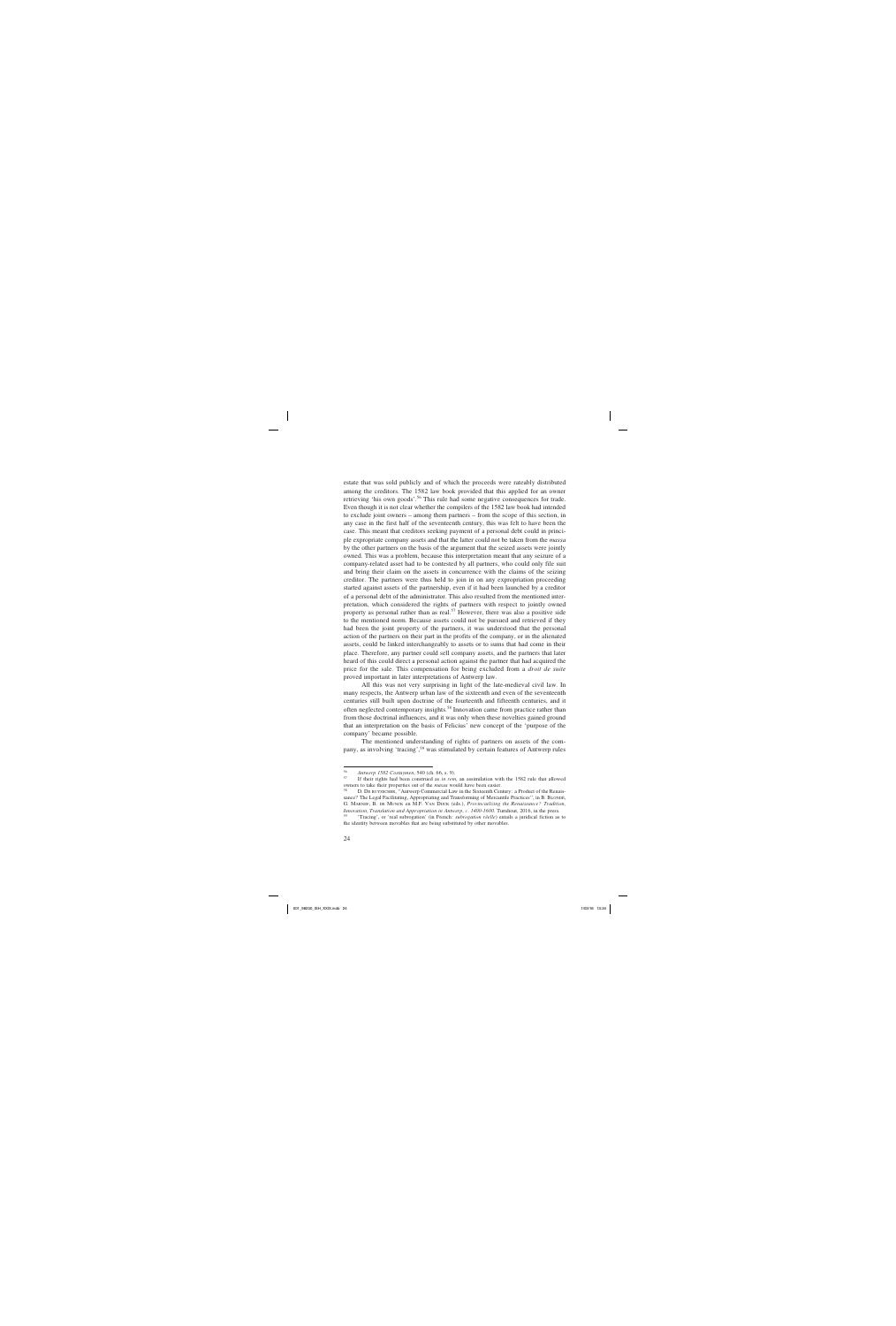estate that was sold publicly and of which the proceeds were rateably distributed among the creditors. The 1582 law book provided that this applied for an owner retrieving 'his own goods'.[56] This rule had some negative consequences for trade. Even though it is not clear whether the compilers of the 1582 law book had intended to exclude joint owners – among them partners – from the scope of this section, in any case in the first half of the seventeenth century, this was felt to have been the case. This meant that creditors seeking payment of a personal debt could in principle expropriate company assets and that the latter could not be taken from the *massa* by the other partners on the basis of the argument that the seized assets were jointly owned. This was a problem, because this interpretation meant that any seizure of a company-related asset had to be contested by all partners, who could only file suit and bring their claim on the assets in concurrence with the claims of the seizing creditor. The partners were thus held to join in on any expropriation proceeding started against assets of the partnership, even if it had been launched by a creditor of a personal debt of the administrator. This also resulted from the mentioned interpretation, which considered the rights of partners with respect to jointly owned property as personal rather than as real.[57] However, there was also a positive side to the mentioned norm. Because assets could not be pursued and retrieved if they had been the joint property of the partners, it was understood that the personal action of the partners on their part in the profits of the company, or in the alienated assets, could be linked interchangeably to assets or to sums that had come in their place. Therefore, any partner could sell company assets, and the partners that later heard of this could direct a personal action against the partner that had acquired the price for the sale. This compensation for being excluded from a *droit de suite* proved important in later interpretations of Antwerp law.

All this was not very surprising in light of the late-medieval civil law. In many respects, the Antwerp urban law of the sixteenth and even of the seventeenth centuries still built upon doctrine of the fourteenth and fifteenth centuries, and it often neglected contemporary insights.[58] Innovation came from practice rather than from those doctrinal influences, and it was only when these novelties gained ground that an interpretation on the basis of Felicius' new concept of the 'purpose of the company' became possible.

The mentioned understanding of rights of partners on assets of the company, as involving 'tracing',[59] was stimulated by certain features of Antwerp rules

---

[56] *Antwerp 1582 Costuymen*, 540 (ch. 66, s. 9).

[57] If their rights had been construed as *in rem*, an assimilation with the 1582 rule that allowed owners to take their properties out of the *massa* would have been easier.

[58] D. De ruysscher, "Antwerp Commercial Law in the Sixteenth Century: a Product of the Renaissance? The Legal Facilitating, Appropriating and Transforming of Mercantile Practices", in B. Blondé, G. Marnef, B. de Munck en M.P. Van Dijck (eds.), *Provincializing the Renaissance? Tradition, Innovation, Translation and Appropriation in Antwerp, c. 1400-1600*. Turnhout, 2016, in the press.

[59] 'Tracing', or 'real subrogation' (in French: *subrogation réelle*) entails a juridical fiction as to the identity between movables that are being substituted by other movables.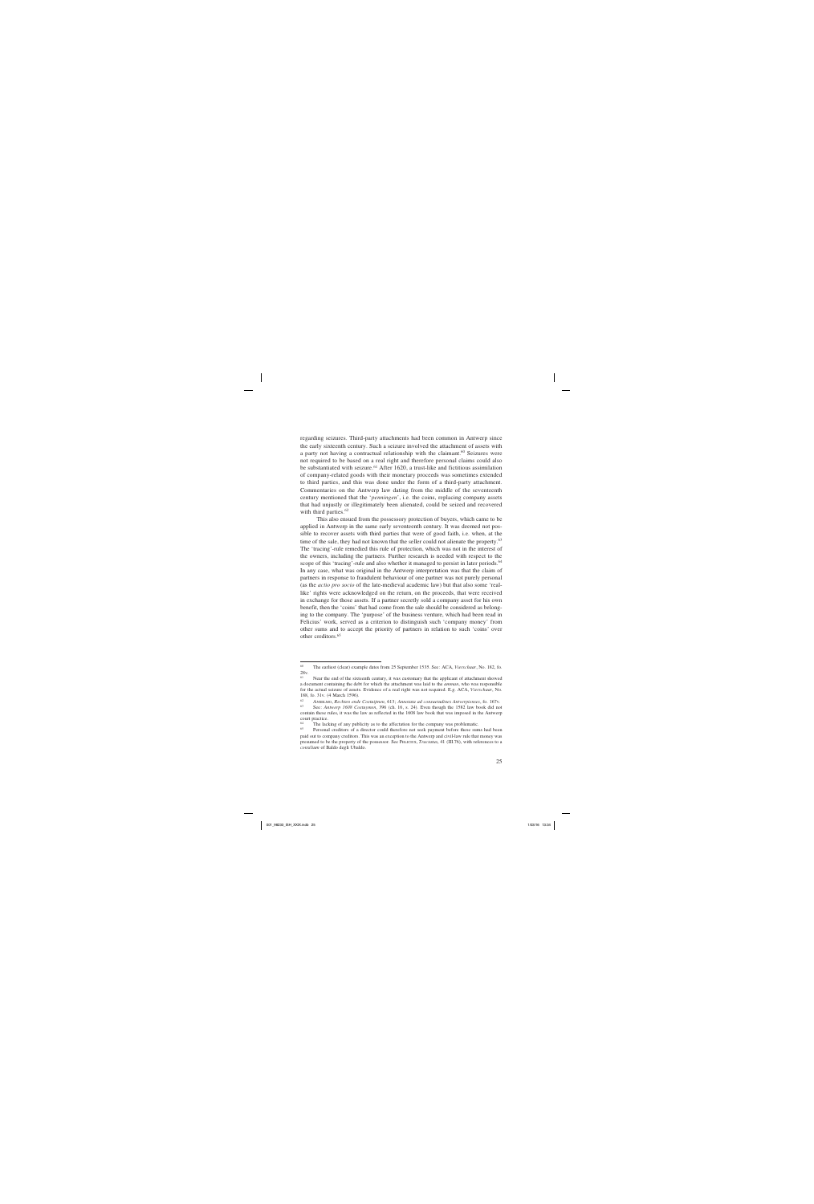regarding seizures. Third-party attachments had been common in Antwerp since the early sixteenth century. Such a seizure involved the attachment of assets with a party not having a contractual relationship with the claimant.[60] Seizures were not required to be based on a real right and therefore personal claims could also be substantiated with seizure.[61] After 1620, a trust-like and fictitious assimilation of company-related goods with their monetary proceeds was sometimes extended to third parties, and this was done under the form of a third-party attachment. Commentaries on the Antwerp law dating from the middle of the seventeenth century mentioned that the '*penningen*', i.e. the coins, replacing company assets that had unjustly or illegitimately been alienated, could be seized and recovered with third parties.[62]

This also ensued from the possessory protection of buyers, which came to be applied in Antwerp in the same early seventeenth century. It was deemed not possible to recover assets with third parties that were of good faith, i.e. when, at the time of the sale, they had not known that the seller could not alienate the property.[63] The 'tracing'-rule remedied this rule of protection, which was not in the interest of the owners, including the partners. Further research is needed with respect to the scope of this 'tracing'-rule and also whether it managed to persist in later periods.[64] In any case, what was original in the Antwerp interpretation was that the claim of partners in response to fraudulent behaviour of one partner was not purely personal (as the *actio pro socio* of the late-medieval academic law) but that also some 'real-like' rights were acknowledged on the return, on the proceeds, that were received in exchange for those assets. If a partner secretly sold a company asset for his own benefit, then the 'coins' that had come from the sale should be considered as belonging to the company. The 'purpose' of the business venture, which had been read in Felicius' work, served as a criterion to distinguish such 'company money' from other sums and to accept the priority of partners in relation to such 'coins' over other creditors.[65]

---

[60] The earliest (clear) example dates from 25 September 1535. See: ACA, *Vierschaar*, No. 182, fo. 28v.

[61] Near the end of the sixteenth century, it was customary that the applicant of attachment showed a document containing the *debt* for which the attachment was laid to the *amman*, who was responsible for the actual seizure of assets. Evidence of a real right was not required. E.g. ACA, *Vierschaar*, No. 188, fo. 31v. (4 March 1596).

[62] Anselmo, *Rechten ende Costuymen*, 613; *Annotata ad consuetudines Antverpienses*, fo. 167v.

[63] See: *Antwerp 1608 Costuymen*, 396 (ch. 16, s. 24). Even though the 1582 law book did not contain these rules, it was the law as reflected in the 1608 law book that was imposed in the Antwerp court practice.

[64] The lacking of any publicity as to the affectation for the company was problematic.

[65] Personal creditors of a director could therefore not seek payment before those sums had been paid out to company creditors. This was an exception to the Antwerp and civil-law rule that money was presumed to be the property of the possessor. See Felicius, *Tractatus*, 41 (III.76), with references to a *consilium* of Baldo degli Ubaldo.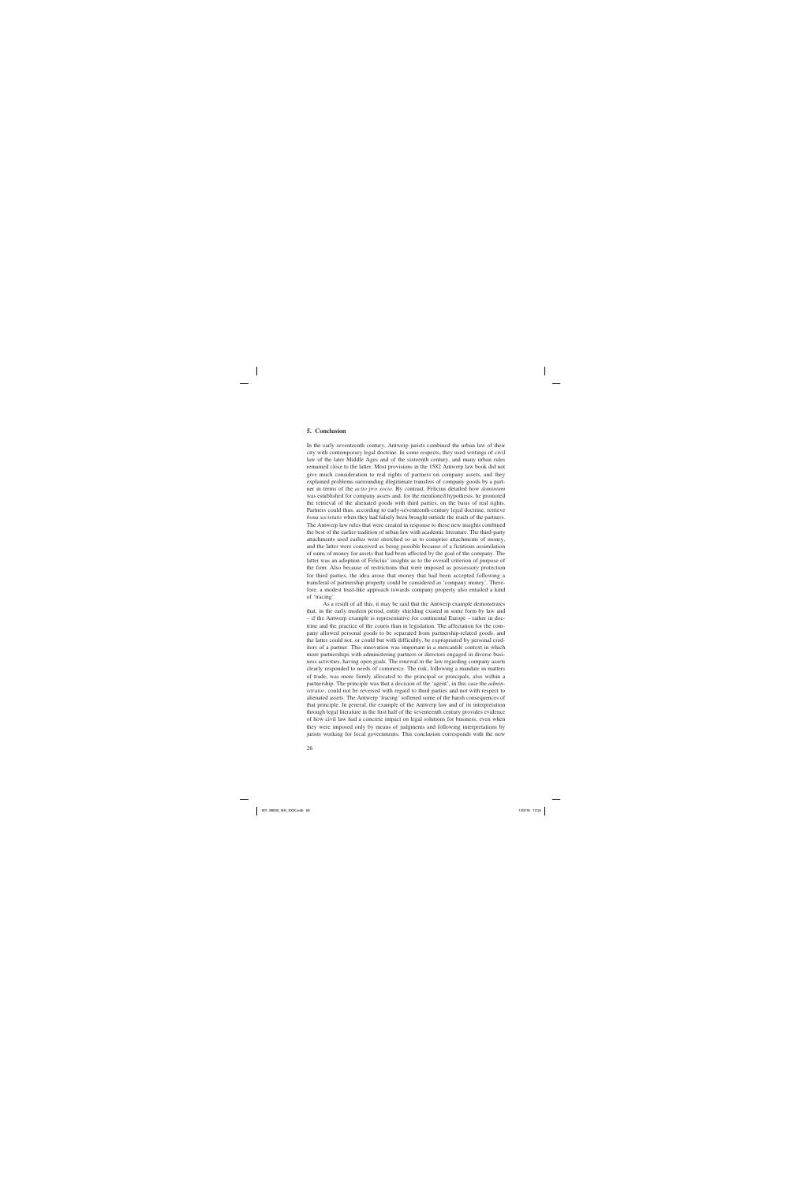## 5. Conclusion

In the early seventeenth century, Antwerp jurists combined the urban law of their city with contemporary legal doctrine. In some respects, they used writings of civil law of the later Middle Ages and of the sixteenth century, and many urban rules remained close to the latter. Most provisions in the 1582 Antwerp law book did not give much consideration to real rights of partners on company assets, and they explained problems surrounding illegitimate transfers of company goods by a partner in terms of the *actio pro socio*. By contrast, Felicius detailed how *dominium* was established for company assets and, for the mentioned hypothesis, he promoted the retrieval of the alienated goods with third parties, on the basis of real rights. Partners could thus, according to early-seventeenth-century legal doctrine, retrieve *bona societatis* when they had falsely been brought outside the reach of the partners. The Antwerp law rules that were created in response to these new insights combined the best of the earlier tradition of urban law with academic literature. The third-party attachments used earlier were stretched so as to comprise attachments of money, and the latter were conceived as being possible because of a fictitious assimilation of sums of money for assets that had been affected by the goal of the company. The latter was an adoption of Felicius' insights as to the overall criterion of purpose of the firm. Also because of restrictions that were imposed as possessory protection for third parties, the idea arose that money that had been accepted following a transferal of partnership property could be considered as 'company money'. Therefore, a modest trust-like approach towards company property also entailed a kind of 'tracing'.

As a result of all this, it may be said that the Antwerp example demonstrates that, in the early modern period, entity shielding existed in some form by law and – if the Antwerp example is representative for continental Europe – rather in doctrine and the practice of the courts than in legislation. The affectation for the company allowed personal goods to be separated from partnership-related goods, and the latter could not, or could but with difficulty, be expropriated by personal creditors of a partner. This innovation was important in a mercantile context in which more partnerships with administering partners or directors engaged in diverse business activities, having open goals. The renewal in the law regarding company assets clearly responded to needs of commerce. The risk, following a mandate in matters of trade, was more firmly allocated to the principal or principals, also within a partnership. The principle was that a decision of the 'agent', in this case the *administrator*, could not be reversed with regard to third parties and not with respect to alienated assets. The Antwerp 'tracing' softened some of the harsh consequences of that principle. In general, the example of the Antwerp law and of its interpretation through legal literature in the first half of the seventeenth century provides evidence of how civil law had a concrete impact on legal solutions for business, even when they were imposed only by means of judgments and following interpretations by jurists working for local governments. This conclusion corresponds with the now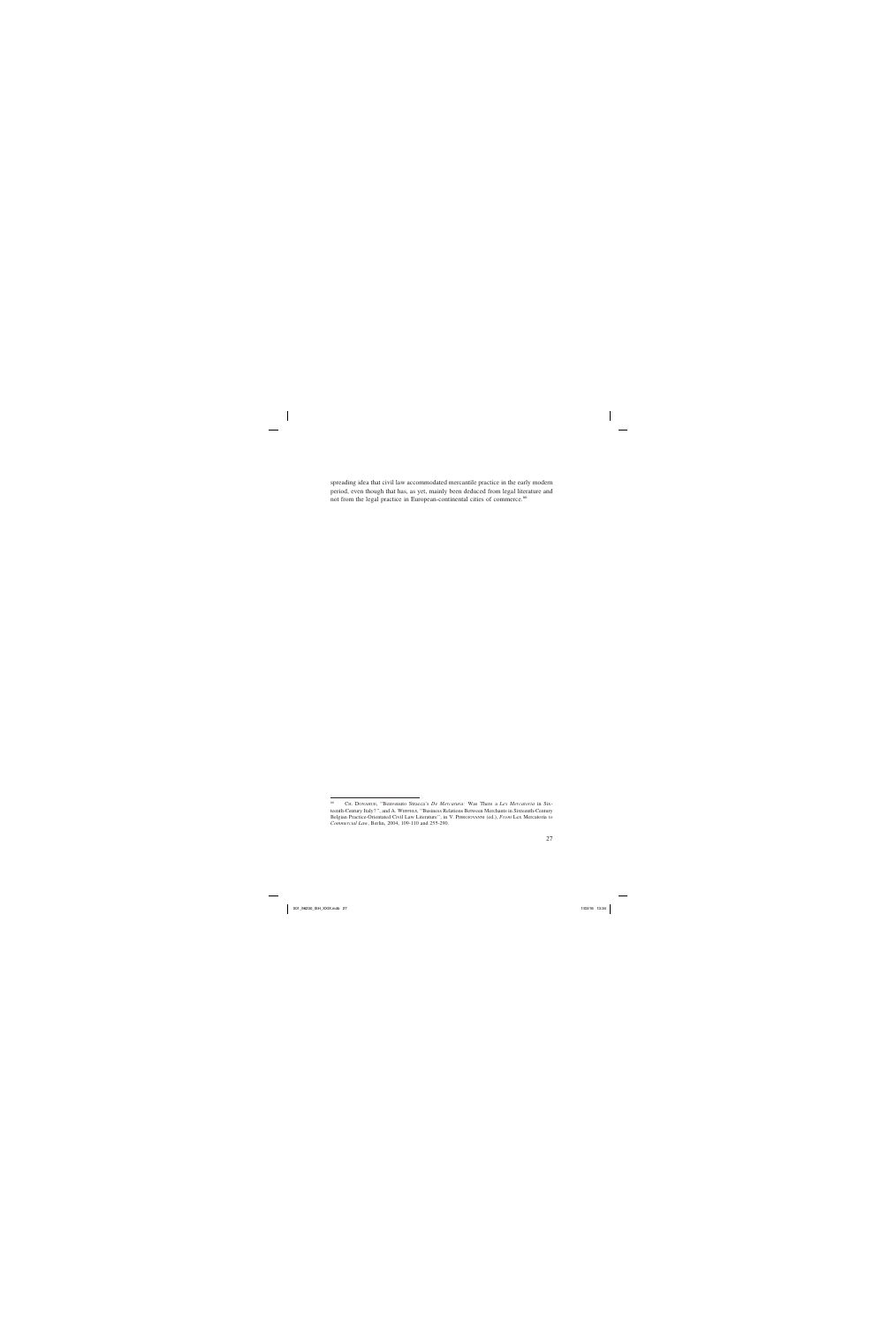spreading idea that civil law accommodated mercantile practice in the early modern period, even though that has, as yet, mainly been deduced from legal literature and not from the legal practice in European-continental cities of commerce.[88]

---

[88] Ch. Donahue, "Benvenuto Stracca's *De Mercatura*: Was There a *Lex Mercatoria* in Sixteenth-Century Italy?", and A. Wijffels, "Business Relations Between Merchants in Sixteenth-Century Belgian Practice-Orientated Civil Law Literature", in V. Piergiovanni (ed.), *From* Lex Mercatoria *to Commercial Law*, Berlin, 2004, 109-110 and 255-290.